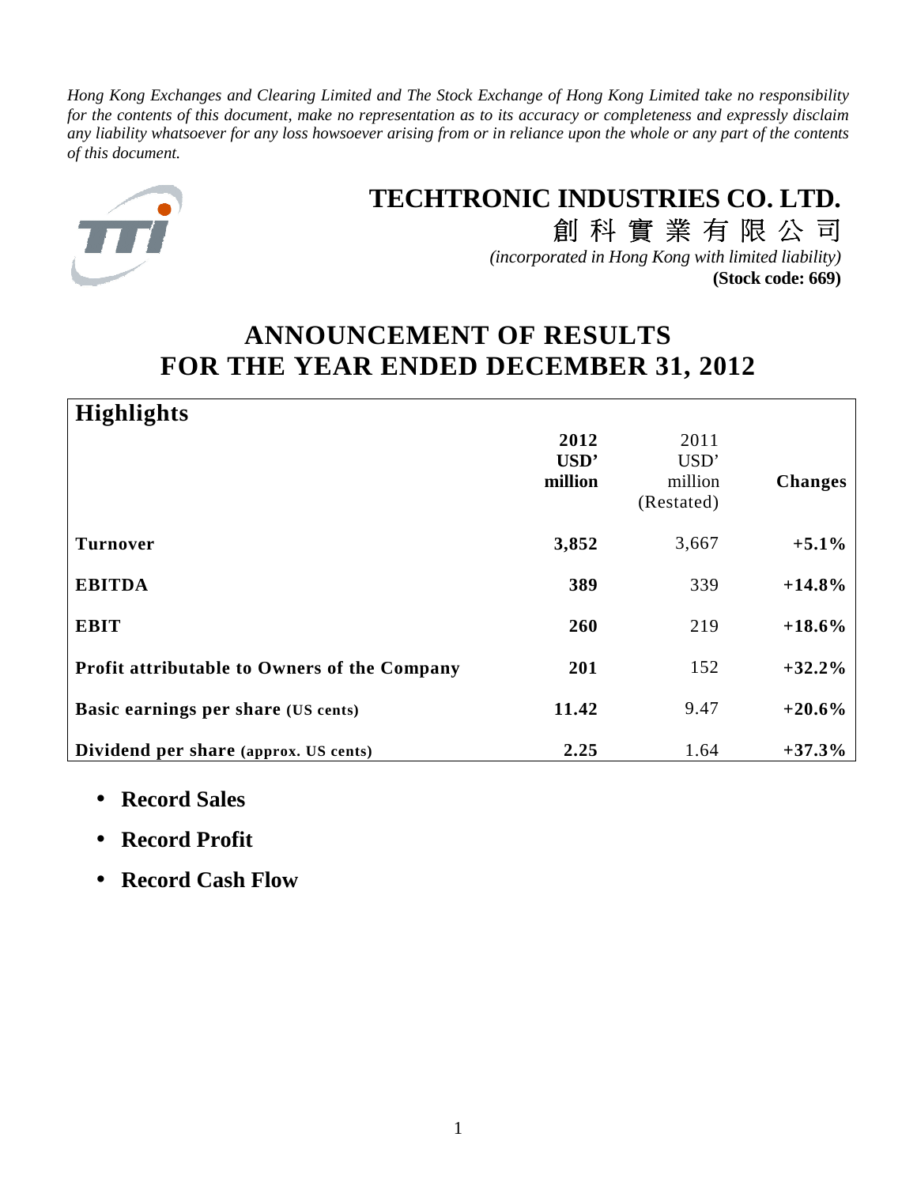*Hong Kong Exchanges and Clearing Limited and The Stock Exchange of Hong Kong Limited take no responsibility for the contents of this document, make no representation as to its accuracy or completeness and expressly disclaim any liability whatsoever for any loss howsoever arising from or in reliance upon the whole or any part of the contents of this document.*

# TECHTRONIC INDUSTRIES CO. LTD.

## 創 科 實 業 有 限 公 司

*(incorporated in Hong Kong with limited liability)*

**(Stock code: 669)**

# ANNOUNCEMENT OF RESULTS FOR THE YEAR ENDED DECEMBER 31, 2012

## Highlights

| | **2012 USD' million** | 2011 USD' million (Restated) | **Changes** |
|---|---|---|---|
| **Turnover** | **3,852** | 3,667 | **+5.1%** |
| **EBITDA** | **389** | 339 | **+14.8%** |
| **EBIT** | **260** | 219 | **+18.6%** |
| **Profit attributable to Owners of the Company** | **201** | 152 | **+32.2%** |
| **Basic earnings per share (US cents)** | **11.42** | 9.47 | **+20.6%** |
| **Dividend per share (approx. US cents)** | **2.25** | 1.64 | **+37.3%** |

- **Record Sales**
- **Record Profit**
- **Record Cash Flow**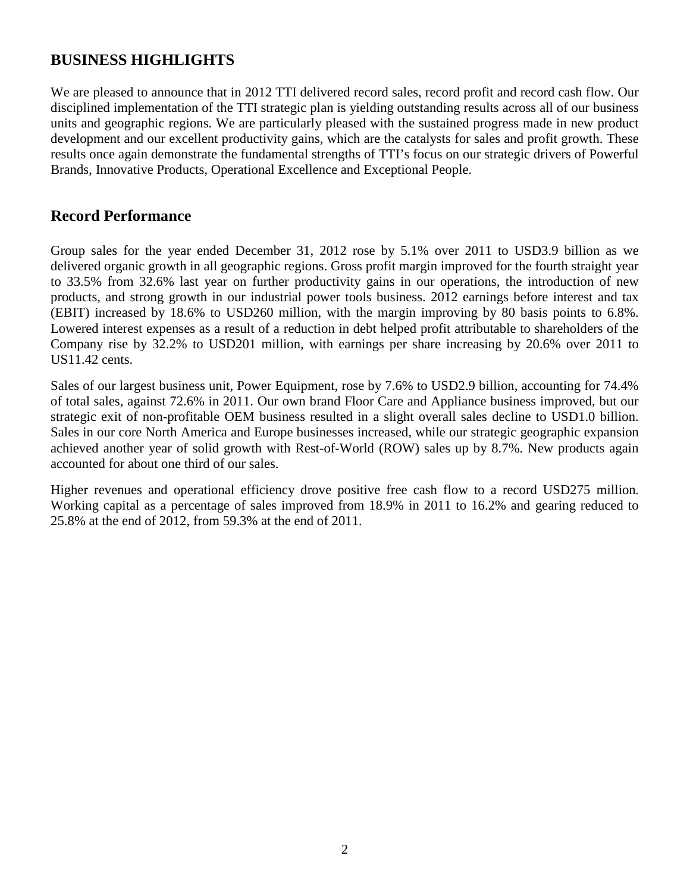## BUSINESS HIGHLIGHTS

We are pleased to announce that in 2012 TTI delivered record sales, record profit and record cash flow. Our disciplined implementation of the TTI strategic plan is yielding outstanding results across all of our business units and geographic regions. We are particularly pleased with the sustained progress made in new product development and our excellent productivity gains, which are the catalysts for sales and profit growth. These results once again demonstrate the fundamental strengths of TTI's focus on our strategic drivers of Powerful Brands, Innovative Products, Operational Excellence and Exceptional People.

## Record Performance

Group sales for the year ended December 31, 2012 rose by 5.1% over 2011 to USD3.9 billion as we delivered organic growth in all geographic regions. Gross profit margin improved for the fourth straight year to 33.5% from 32.6% last year on further productivity gains in our operations, the introduction of new products, and strong growth in our industrial power tools business. 2012 earnings before interest and tax (EBIT) increased by 18.6% to USD260 million, with the margin improving by 80 basis points to 6.8%. Lowered interest expenses as a result of a reduction in debt helped profit attributable to shareholders of the Company rise by 32.2% to USD201 million, with earnings per share increasing by 20.6% over 2011 to US11.42 cents.

Sales of our largest business unit, Power Equipment, rose by 7.6% to USD2.9 billion, accounting for 74.4% of total sales, against 72.6% in 2011. Our own brand Floor Care and Appliance business improved, but our strategic exit of non-profitable OEM business resulted in a slight overall sales decline to USD1.0 billion. Sales in our core North America and Europe businesses increased, while our strategic geographic expansion achieved another year of solid growth with Rest-of-World (ROW) sales up by 8.7%. New products again accounted for about one third of our sales.

Higher revenues and operational efficiency drove positive free cash flow to a record USD275 million. Working capital as a percentage of sales improved from 18.9% in 2011 to 16.2% and gearing reduced to 25.8% at the end of 2012, from 59.3% at the end of 2011.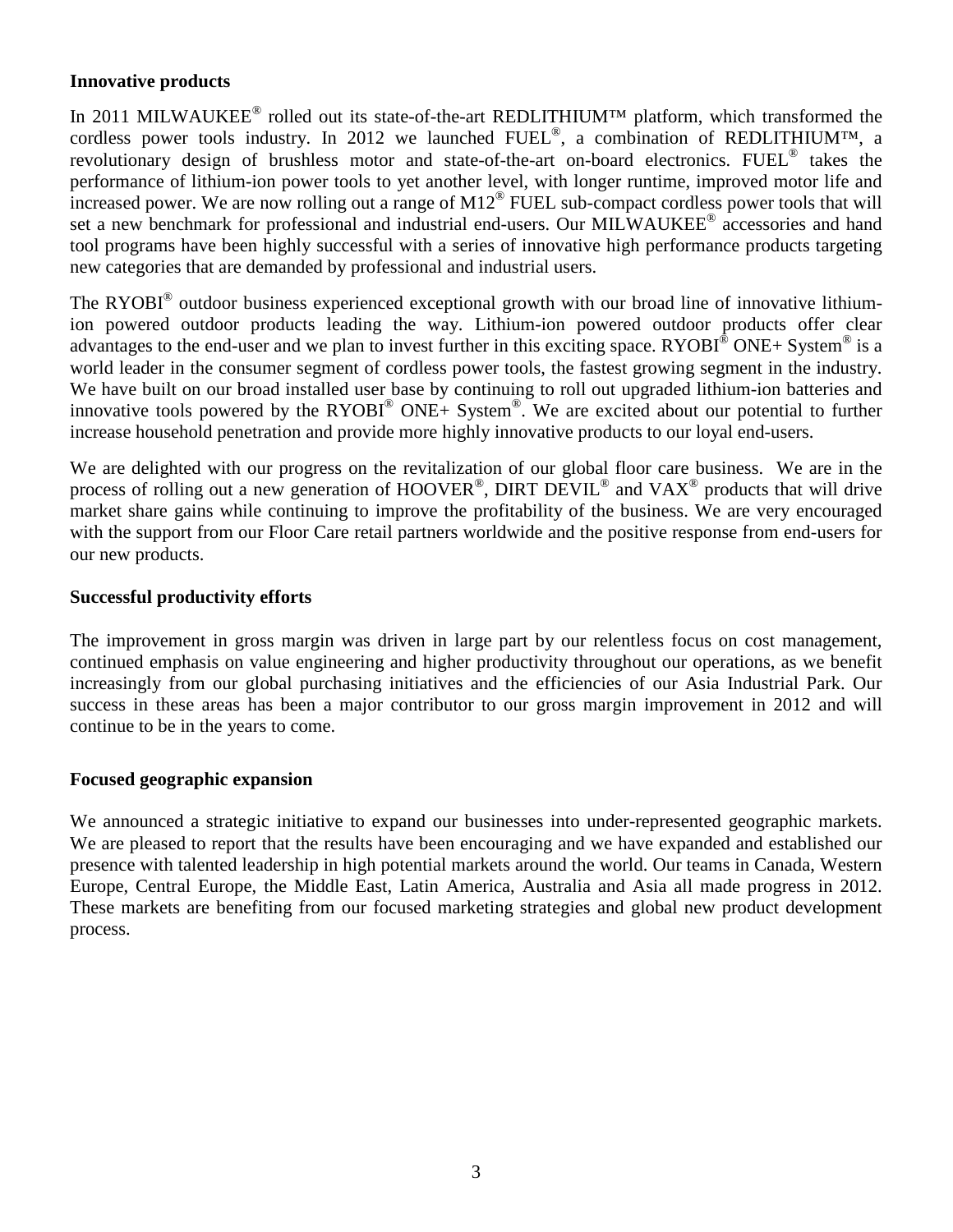**Innovative products**

In 2011 MILWAUKEE® rolled out its state-of-the-art REDLITHIUM™ platform, which transformed the cordless power tools industry. In 2012 we launched FUEL®, a combination of REDLITHIUM™, a revolutionary design of brushless motor and state-of-the-art on-board electronics. FUEL® takes the performance of lithium-ion power tools to yet another level, with longer runtime, improved motor life and increased power. We are now rolling out a range of M12® FUEL sub-compact cordless power tools that will set a new benchmark for professional and industrial end-users. Our MILWAUKEE® accessories and hand tool programs have been highly successful with a series of innovative high performance products targeting new categories that are demanded by professional and industrial users.

The RYOBI® outdoor business experienced exceptional growth with our broad line of innovative lithium-ion powered outdoor products leading the way. Lithium-ion powered outdoor products offer clear advantages to the end-user and we plan to invest further in this exciting space. RYOBI® ONE+ System® is a world leader in the consumer segment of cordless power tools, the fastest growing segment in the industry. We have built on our broad installed user base by continuing to roll out upgraded lithium-ion batteries and innovative tools powered by the RYOBI® ONE+ System®. We are excited about our potential to further increase household penetration and provide more highly innovative products to our loyal end-users.

We are delighted with our progress on the revitalization of our global floor care business. We are in the process of rolling out a new generation of HOOVER®, DIRT DEVIL® and VAX® products that will drive market share gains while continuing to improve the profitability of the business. We are very encouraged with the support from our Floor Care retail partners worldwide and the positive response from end-users for our new products.

**Successful productivity efforts**

The improvement in gross margin was driven in large part by our relentless focus on cost management, continued emphasis on value engineering and higher productivity throughout our operations, as we benefit increasingly from our global purchasing initiatives and the efficiencies of our Asia Industrial Park. Our success in these areas has been a major contributor to our gross margin improvement in 2012 and will continue to be in the years to come.

**Focused geographic expansion**

We announced a strategic initiative to expand our businesses into under-represented geographic markets. We are pleased to report that the results have been encouraging and we have expanded and established our presence with talented leadership in high potential markets around the world. Our teams in Canada, Western Europe, Central Europe, the Middle East, Latin America, Australia and Asia all made progress in 2012. These markets are benefiting from our focused marketing strategies and global new product development process.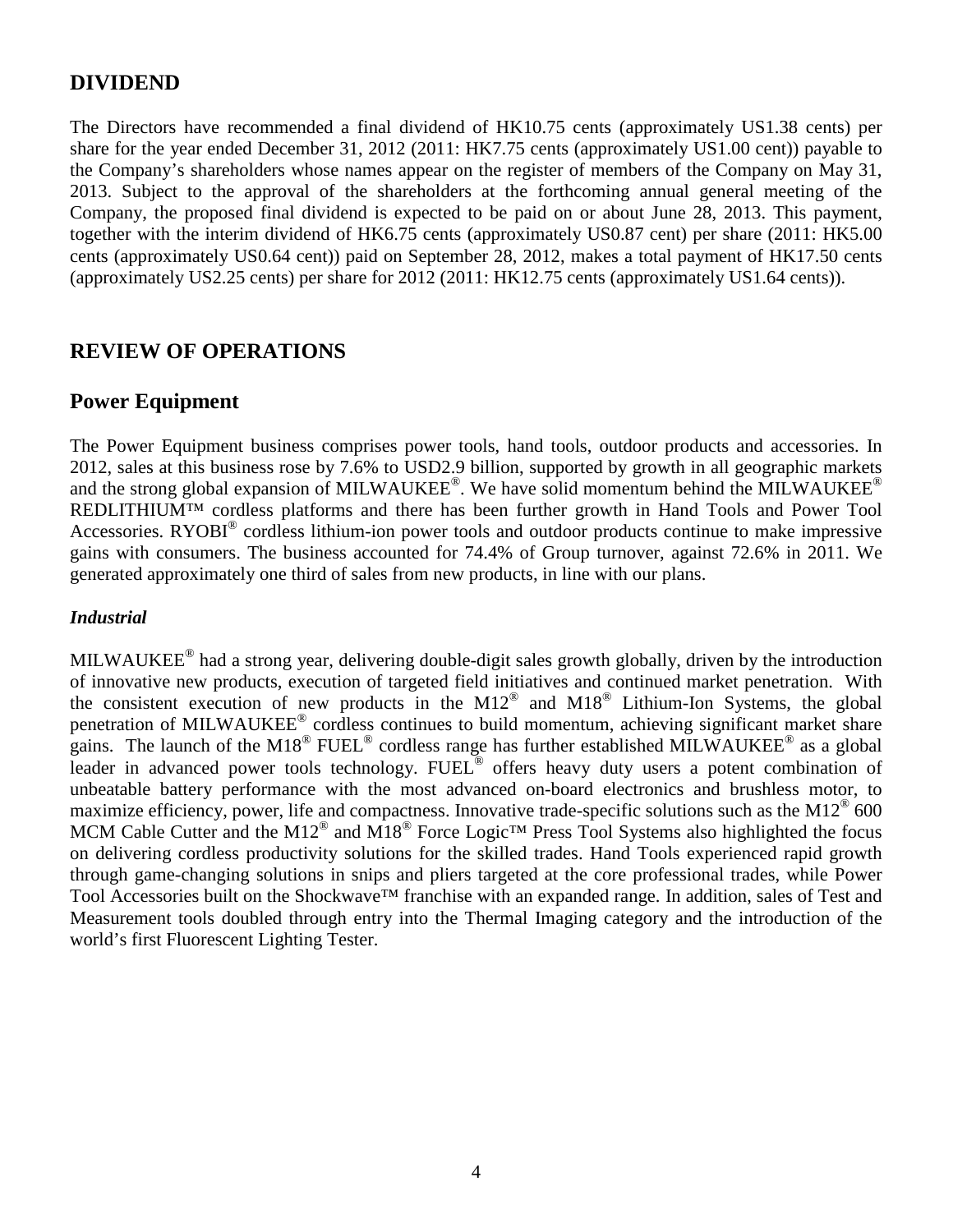## DIVIDEND

The Directors have recommended a final dividend of HK10.75 cents (approximately US1.38 cents) per share for the year ended December 31, 2012 (2011: HK7.75 cents (approximately US1.00 cent)) payable to the Company's shareholders whose names appear on the register of members of the Company on May 31, 2013. Subject to the approval of the shareholders at the forthcoming annual general meeting of the Company, the proposed final dividend is expected to be paid on or about June 28, 2013. This payment, together with the interim dividend of HK6.75 cents (approximately US0.87 cent) per share (2011: HK5.00 cents (approximately US0.64 cent)) paid on September 28, 2012, makes a total payment of HK17.50 cents (approximately US2.25 cents) per share for 2012 (2011: HK12.75 cents (approximately US1.64 cents)).

## REVIEW OF OPERATIONS

## Power Equipment

The Power Equipment business comprises power tools, hand tools, outdoor products and accessories. In 2012, sales at this business rose by 7.6% to USD2.9 billion, supported by growth in all geographic markets and the strong global expansion of MILWAUKEE®. We have solid momentum behind the MILWAUKEE® REDLITHIUM™ cordless platforms and there has been further growth in Hand Tools and Power Tool Accessories. RYOBI® cordless lithium-ion power tools and outdoor products continue to make impressive gains with consumers. The business accounted for 74.4% of Group turnover, against 72.6% in 2011. We generated approximately one third of sales from new products, in line with our plans.

### *Industrial*

MILWAUKEE® had a strong year, delivering double-digit sales growth globally, driven by the introduction of innovative new products, execution of targeted field initiatives and continued market penetration. With the consistent execution of new products in the M12® and M18® Lithium-Ion Systems, the global penetration of MILWAUKEE® cordless continues to build momentum, achieving significant market share gains. The launch of the M18® FUEL® cordless range has further established MILWAUKEE® as a global leader in advanced power tools technology. FUEL® offers heavy duty users a potent combination of unbeatable battery performance with the most advanced on-board electronics and brushless motor, to maximize efficiency, power, life and compactness. Innovative trade-specific solutions such as the M12® 600 MCM Cable Cutter and the M12® and M18® Force Logic™ Press Tool Systems also highlighted the focus on delivering cordless productivity solutions for the skilled trades. Hand Tools experienced rapid growth through game-changing solutions in snips and pliers targeted at the core professional trades, while Power Tool Accessories built on the Shockwave™ franchise with an expanded range. In addition, sales of Test and Measurement tools doubled through entry into the Thermal Imaging category and the introduction of the world's first Fluorescent Lighting Tester.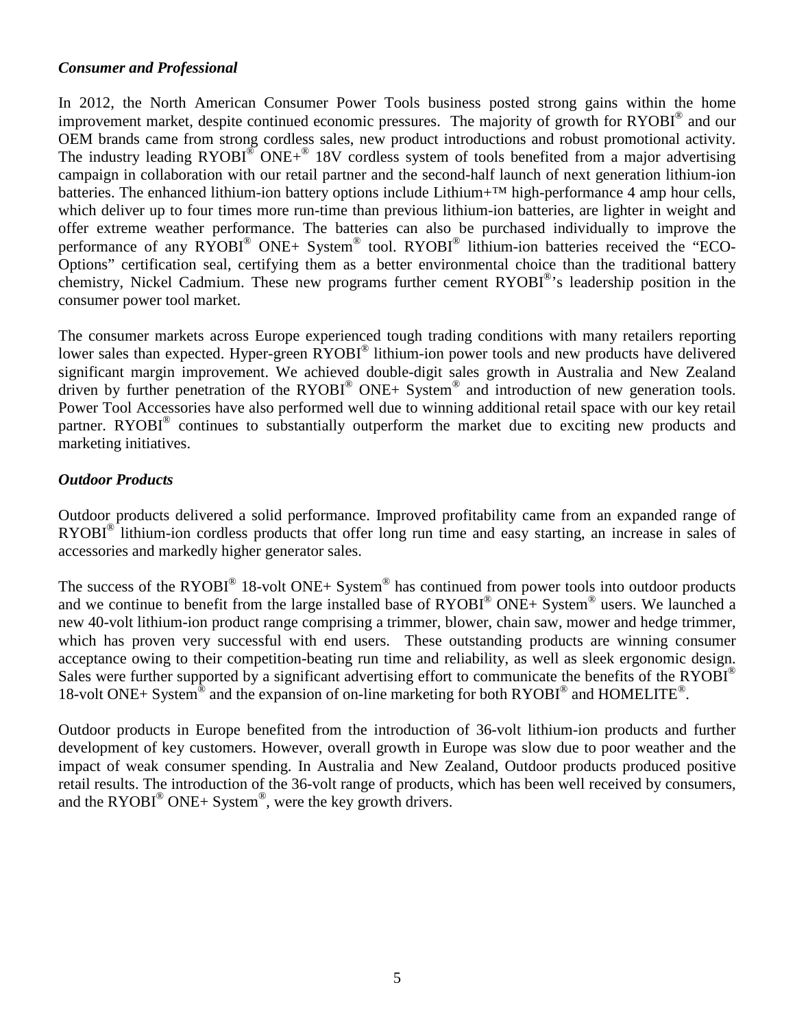### *Consumer and Professional*

In 2012, the North American Consumer Power Tools business posted strong gains within the home improvement market, despite continued economic pressures. The majority of growth for RYOBI® and our OEM brands came from strong cordless sales, new product introductions and robust promotional activity. The industry leading RYOBI® ONE+® 18V cordless system of tools benefited from a major advertising campaign in collaboration with our retail partner and the second-half launch of next generation lithium-ion batteries. The enhanced lithium-ion battery options include Lithium+™ high-performance 4 amp hour cells, which deliver up to four times more run-time than previous lithium-ion batteries, are lighter in weight and offer extreme weather performance. The batteries can also be purchased individually to improve the performance of any RYOBI® ONE+ System® tool. RYOBI® lithium-ion batteries received the "ECO-Options" certification seal, certifying them as a better environmental choice than the traditional battery chemistry, Nickel Cadmium. These new programs further cement RYOBI®'s leadership position in the consumer power tool market.

The consumer markets across Europe experienced tough trading conditions with many retailers reporting lower sales than expected. Hyper-green RYOBI® lithium-ion power tools and new products have delivered significant margin improvement. We achieved double-digit sales growth in Australia and New Zealand driven by further penetration of the RYOBI® ONE+ System® and introduction of new generation tools. Power Tool Accessories have also performed well due to winning additional retail space with our key retail partner. RYOBI® continues to substantially outperform the market due to exciting new products and marketing initiatives.

### *Outdoor Products*

Outdoor products delivered a solid performance. Improved profitability came from an expanded range of RYOBI® lithium-ion cordless products that offer long run time and easy starting, an increase in sales of accessories and markedly higher generator sales.

The success of the RYOBI® 18-volt ONE+ System® has continued from power tools into outdoor products and we continue to benefit from the large installed base of RYOBI® ONE+ System® users. We launched a new 40-volt lithium-ion product range comprising a trimmer, blower, chain saw, mower and hedge trimmer, which has proven very successful with end users. These outstanding products are winning consumer acceptance owing to their competition-beating run time and reliability, as well as sleek ergonomic design. Sales were further supported by a significant advertising effort to communicate the benefits of the RYOBI® 18-volt ONE+ System® and the expansion of on-line marketing for both RYOBI® and HOMELITE®.

Outdoor products in Europe benefited from the introduction of 36-volt lithium-ion products and further development of key customers. However, overall growth in Europe was slow due to poor weather and the impact of weak consumer spending. In Australia and New Zealand, Outdoor products produced positive retail results. The introduction of the 36-volt range of products, which has been well received by consumers, and the RYOBI® ONE+ System®, were the key growth drivers.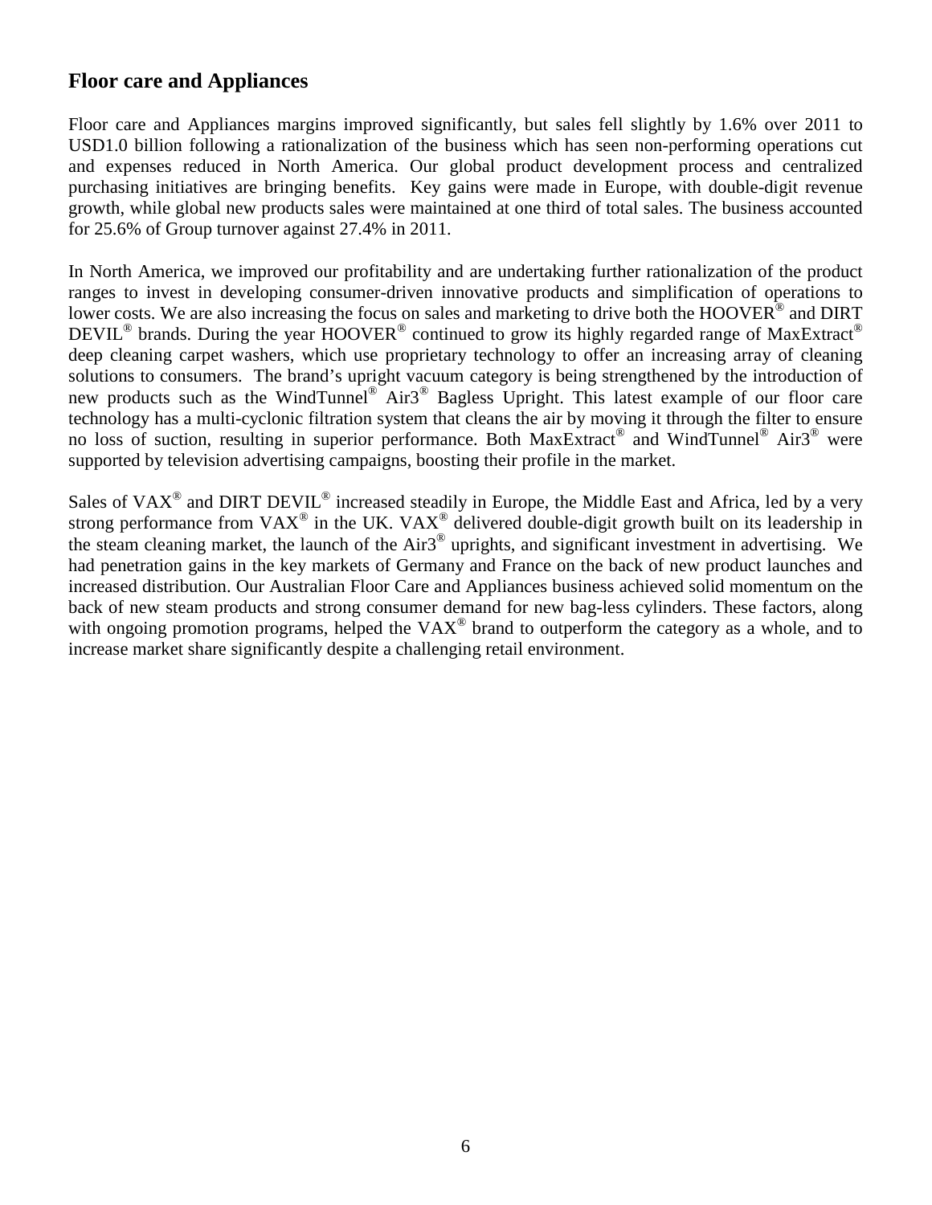## Floor care and Appliances

Floor care and Appliances margins improved significantly, but sales fell slightly by 1.6% over 2011 to USD1.0 billion following a rationalization of the business which has seen non-performing operations cut and expenses reduced in North America. Our global product development process and centralized purchasing initiatives are bringing benefits. Key gains were made in Europe, with double-digit revenue growth, while global new products sales were maintained at one third of total sales. The business accounted for 25.6% of Group turnover against 27.4% in 2011.

In North America, we improved our profitability and are undertaking further rationalization of the product ranges to invest in developing consumer-driven innovative products and simplification of operations to lower costs. We are also increasing the focus on sales and marketing to drive both the HOOVER® and DIRT DEVIL® brands. During the year HOOVER® continued to grow its highly regarded range of MaxExtract® deep cleaning carpet washers, which use proprietary technology to offer an increasing array of cleaning solutions to consumers. The brand's upright vacuum category is being strengthened by the introduction of new products such as the WindTunnel® Air3® Bagless Upright. This latest example of our floor care technology has a multi-cyclonic filtration system that cleans the air by moving it through the filter to ensure no loss of suction, resulting in superior performance. Both MaxExtract® and WindTunnel® Air3® were supported by television advertising campaigns, boosting their profile in the market.

Sales of VAX® and DIRT DEVIL® increased steadily in Europe, the Middle East and Africa, led by a very strong performance from VAX® in the UK. VAX® delivered double-digit growth built on its leadership in the steam cleaning market, the launch of the Air3® uprights, and significant investment in advertising. We had penetration gains in the key markets of Germany and France on the back of new product launches and increased distribution. Our Australian Floor Care and Appliances business achieved solid momentum on the back of new steam products and strong consumer demand for new bag-less cylinders. These factors, along with ongoing promotion programs, helped the VAX® brand to outperform the category as a whole, and to increase market share significantly despite a challenging retail environment.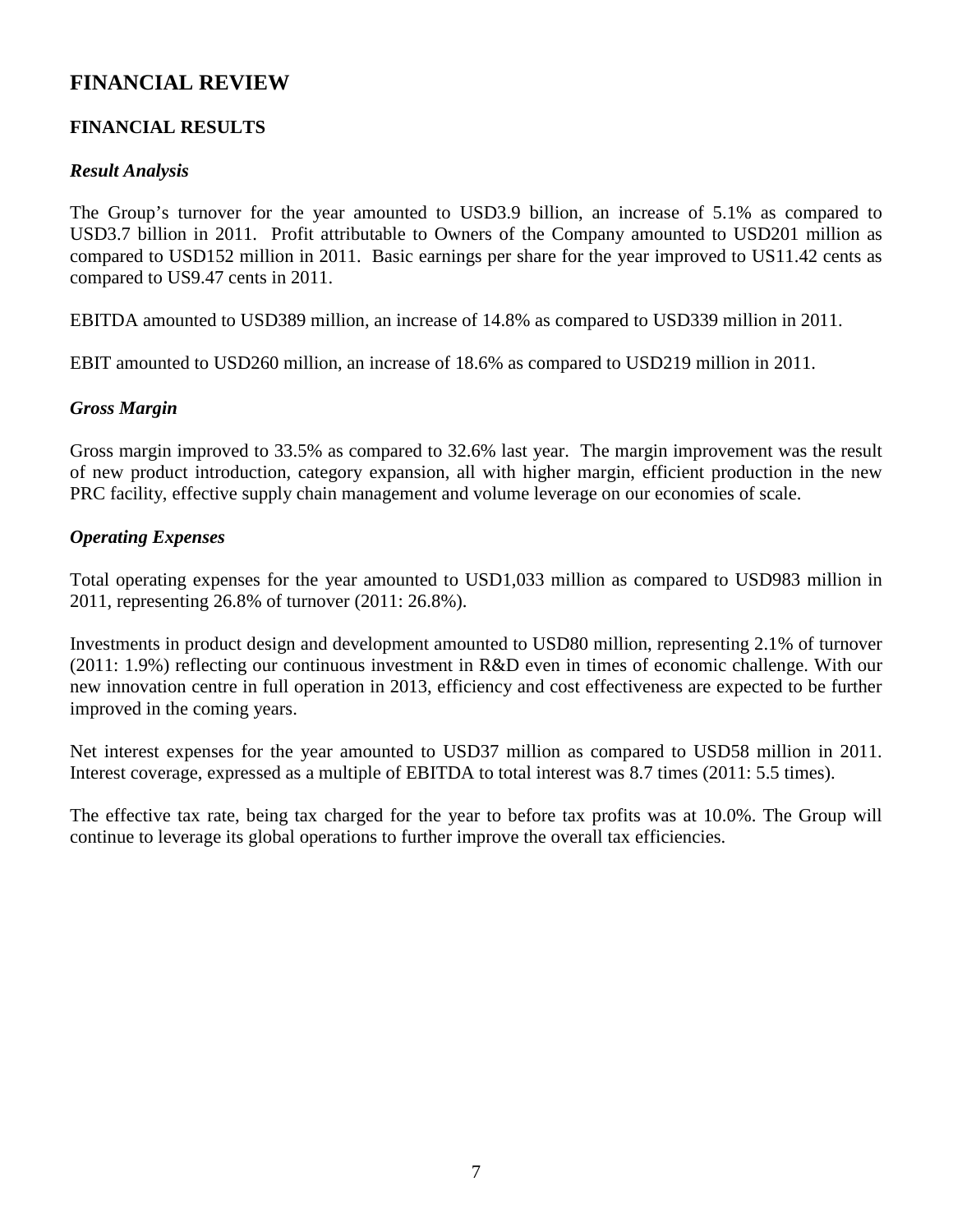# FINANCIAL REVIEW

## FINANCIAL RESULTS

### *Result Analysis*

The Group's turnover for the year amounted to USD3.9 billion, an increase of 5.1% as compared to USD3.7 billion in 2011. Profit attributable to Owners of the Company amounted to USD201 million as compared to USD152 million in 2011. Basic earnings per share for the year improved to US11.42 cents as compared to US9.47 cents in 2011.

EBITDA amounted to USD389 million, an increase of 14.8% as compared to USD339 million in 2011.

EBIT amounted to USD260 million, an increase of 18.6% as compared to USD219 million in 2011.

### *Gross Margin*

Gross margin improved to 33.5% as compared to 32.6% last year. The margin improvement was the result of new product introduction, category expansion, all with higher margin, efficient production in the new PRC facility, effective supply chain management and volume leverage on our economies of scale.

### *Operating Expenses*

Total operating expenses for the year amounted to USD1,033 million as compared to USD983 million in 2011, representing 26.8% of turnover (2011: 26.8%).

Investments in product design and development amounted to USD80 million, representing 2.1% of turnover (2011: 1.9%) reflecting our continuous investment in R&D even in times of economic challenge. With our new innovation centre in full operation in 2013, efficiency and cost effectiveness are expected to be further improved in the coming years.

Net interest expenses for the year amounted to USD37 million as compared to USD58 million in 2011. Interest coverage, expressed as a multiple of EBITDA to total interest was 8.7 times (2011: 5.5 times).

The effective tax rate, being tax charged for the year to before tax profits was at 10.0%. The Group will continue to leverage its global operations to further improve the overall tax efficiencies.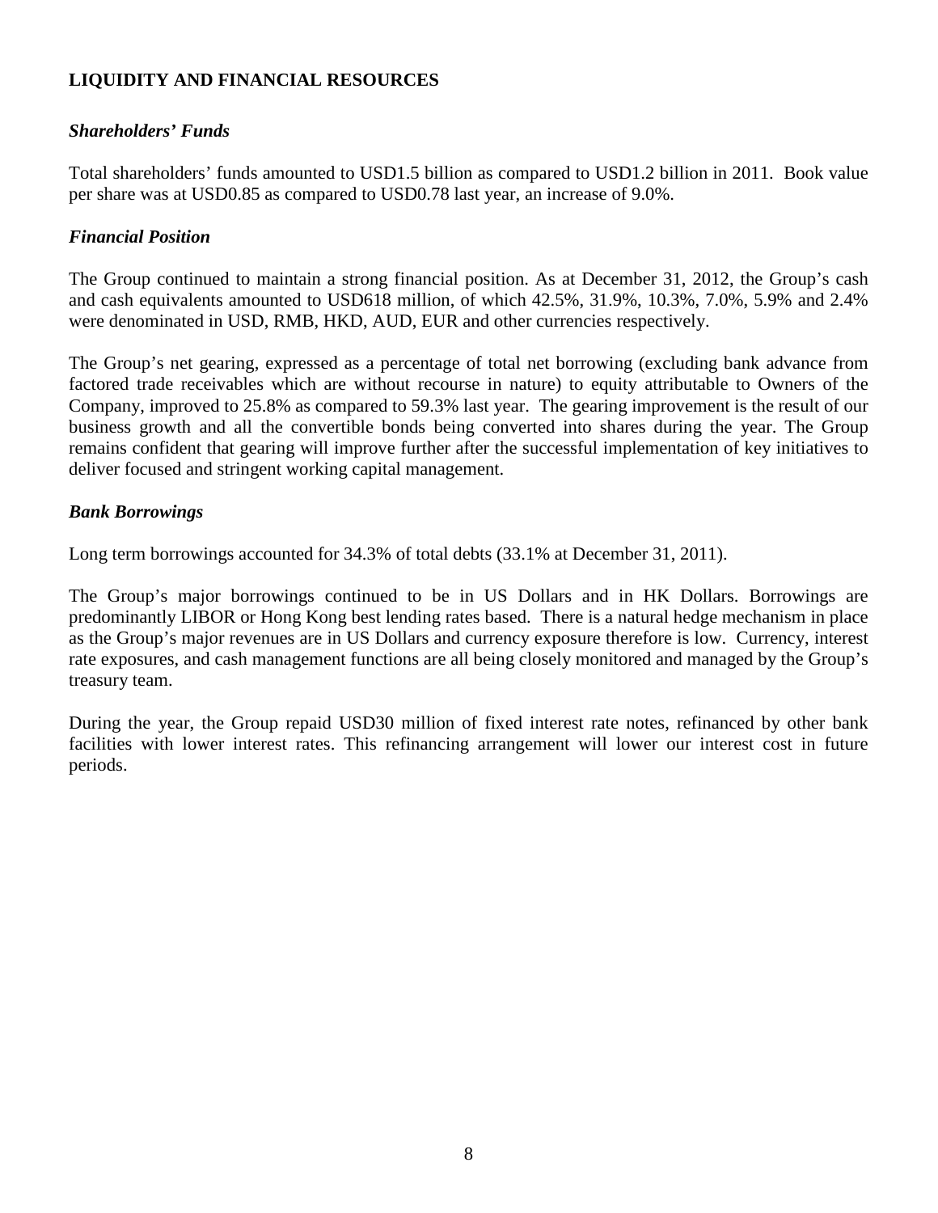## LIQUIDITY AND FINANCIAL RESOURCES

### *Shareholders' Funds*

Total shareholders' funds amounted to USD1.5 billion as compared to USD1.2 billion in 2011. Book value per share was at USD0.85 as compared to USD0.78 last year, an increase of 9.0%.

### *Financial Position*

The Group continued to maintain a strong financial position. As at December 31, 2012, the Group's cash and cash equivalents amounted to USD618 million, of which 42.5%, 31.9%, 10.3%, 7.0%, 5.9% and 2.4% were denominated in USD, RMB, HKD, AUD, EUR and other currencies respectively.

The Group's net gearing, expressed as a percentage of total net borrowing (excluding bank advance from factored trade receivables which are without recourse in nature) to equity attributable to Owners of the Company, improved to 25.8% as compared to 59.3% last year. The gearing improvement is the result of our business growth and all the convertible bonds being converted into shares during the year. The Group remains confident that gearing will improve further after the successful implementation of key initiatives to deliver focused and stringent working capital management.

### *Bank Borrowings*

Long term borrowings accounted for 34.3% of total debts (33.1% at December 31, 2011).

The Group's major borrowings continued to be in US Dollars and in HK Dollars. Borrowings are predominantly LIBOR or Hong Kong best lending rates based. There is a natural hedge mechanism in place as the Group's major revenues are in US Dollars and currency exposure therefore is low. Currency, interest rate exposures, and cash management functions are all being closely monitored and managed by the Group's treasury team.

During the year, the Group repaid USD30 million of fixed interest rate notes, refinanced by other bank facilities with lower interest rates. This refinancing arrangement will lower our interest cost in future periods.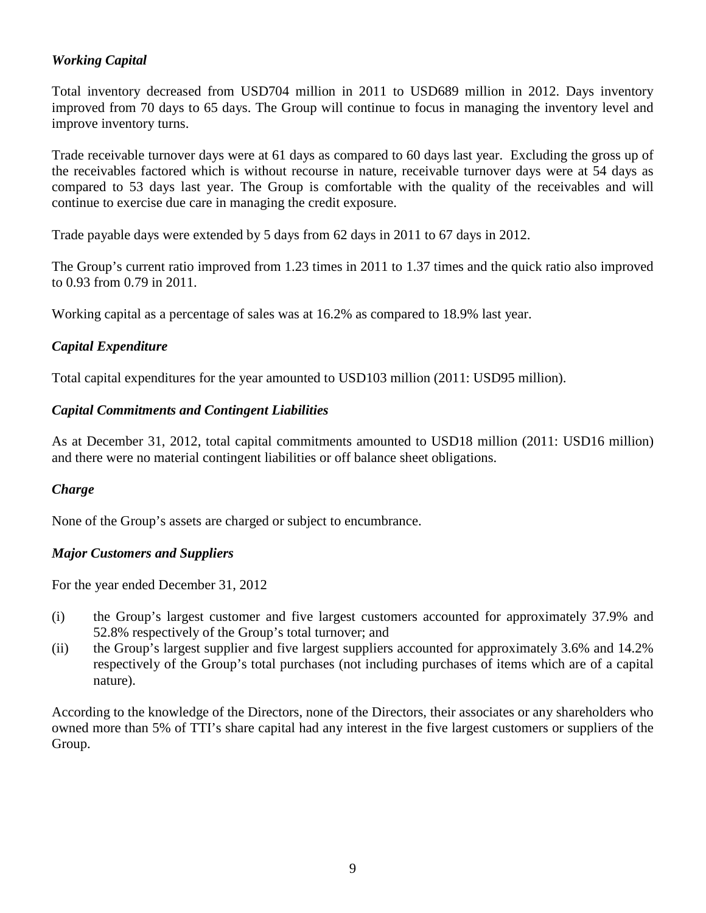### *Working Capital*

Total inventory decreased from USD704 million in 2011 to USD689 million in 2012. Days inventory improved from 70 days to 65 days. The Group will continue to focus in managing the inventory level and improve inventory turns.

Trade receivable turnover days were at 61 days as compared to 60 days last year. Excluding the gross up of the receivables factored which is without recourse in nature, receivable turnover days were at 54 days as compared to 53 days last year. The Group is comfortable with the quality of the receivables and will continue to exercise due care in managing the credit exposure.

Trade payable days were extended by 5 days from 62 days in 2011 to 67 days in 2012.

The Group's current ratio improved from 1.23 times in 2011 to 1.37 times and the quick ratio also improved to 0.93 from 0.79 in 2011.

Working capital as a percentage of sales was at 16.2% as compared to 18.9% last year.

### *Capital Expenditure*

Total capital expenditures for the year amounted to USD103 million (2011: USD95 million).

### *Capital Commitments and Contingent Liabilities*

As at December 31, 2012, total capital commitments amounted to USD18 million (2011: USD16 million) and there were no material contingent liabilities or off balance sheet obligations.

### *Charge*

None of the Group's assets are charged or subject to encumbrance.

### *Major Customers and Suppliers*

For the year ended December 31, 2012

(i) the Group's largest customer and five largest customers accounted for approximately 37.9% and 52.8% respectively of the Group's total turnover; and

(ii) the Group's largest supplier and five largest suppliers accounted for approximately 3.6% and 14.2% respectively of the Group's total purchases (not including purchases of items which are of a capital nature).

According to the knowledge of the Directors, none of the Directors, their associates or any shareholders who owned more than 5% of TTI's share capital had any interest in the five largest customers or suppliers of the Group.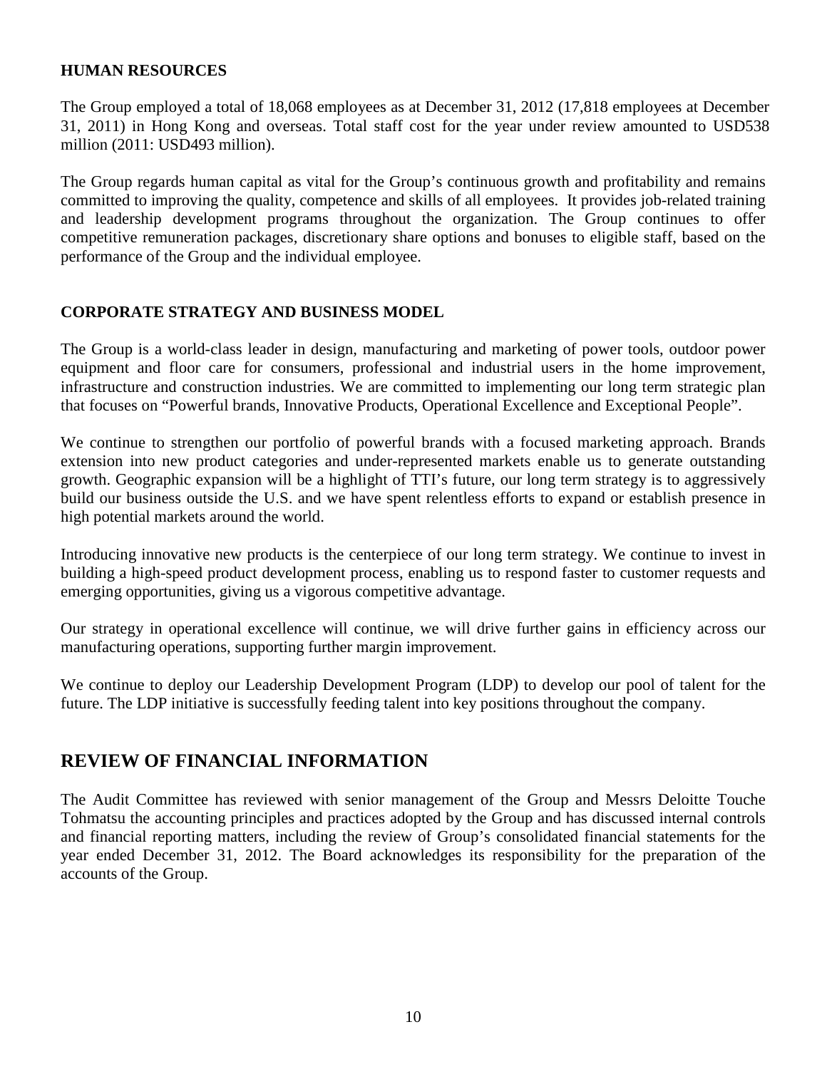### HUMAN RESOURCES

The Group employed a total of 18,068 employees as at December 31, 2012 (17,818 employees at December 31, 2011) in Hong Kong and overseas. Total staff cost for the year under review amounted to USD538 million (2011: USD493 million).

The Group regards human capital as vital for the Group's continuous growth and profitability and remains committed to improving the quality, competence and skills of all employees. It provides job-related training and leadership development programs throughout the organization. The Group continues to offer competitive remuneration packages, discretionary share options and bonuses to eligible staff, based on the performance of the Group and the individual employee.

### CORPORATE STRATEGY AND BUSINESS MODEL

The Group is a world-class leader in design, manufacturing and marketing of power tools, outdoor power equipment and floor care for consumers, professional and industrial users in the home improvement, infrastructure and construction industries. We are committed to implementing our long term strategic plan that focuses on "Powerful brands, Innovative Products, Operational Excellence and Exceptional People".

We continue to strengthen our portfolio of powerful brands with a focused marketing approach. Brands extension into new product categories and under-represented markets enable us to generate outstanding growth. Geographic expansion will be a highlight of TTI's future, our long term strategy is to aggressively build our business outside the U.S. and we have spent relentless efforts to expand or establish presence in high potential markets around the world.

Introducing innovative new products is the centerpiece of our long term strategy. We continue to invest in building a high-speed product development process, enabling us to respond faster to customer requests and emerging opportunities, giving us a vigorous competitive advantage.

Our strategy in operational excellence will continue, we will drive further gains in efficiency across our manufacturing operations, supporting further margin improvement.

We continue to deploy our Leadership Development Program (LDP) to develop our pool of talent for the future. The LDP initiative is successfully feeding talent into key positions throughout the company.

## REVIEW OF FINANCIAL INFORMATION

The Audit Committee has reviewed with senior management of the Group and Messrs Deloitte Touche Tohmatsu the accounting principles and practices adopted by the Group and has discussed internal controls and financial reporting matters, including the review of Group's consolidated financial statements for the year ended December 31, 2012. The Board acknowledges its responsibility for the preparation of the accounts of the Group.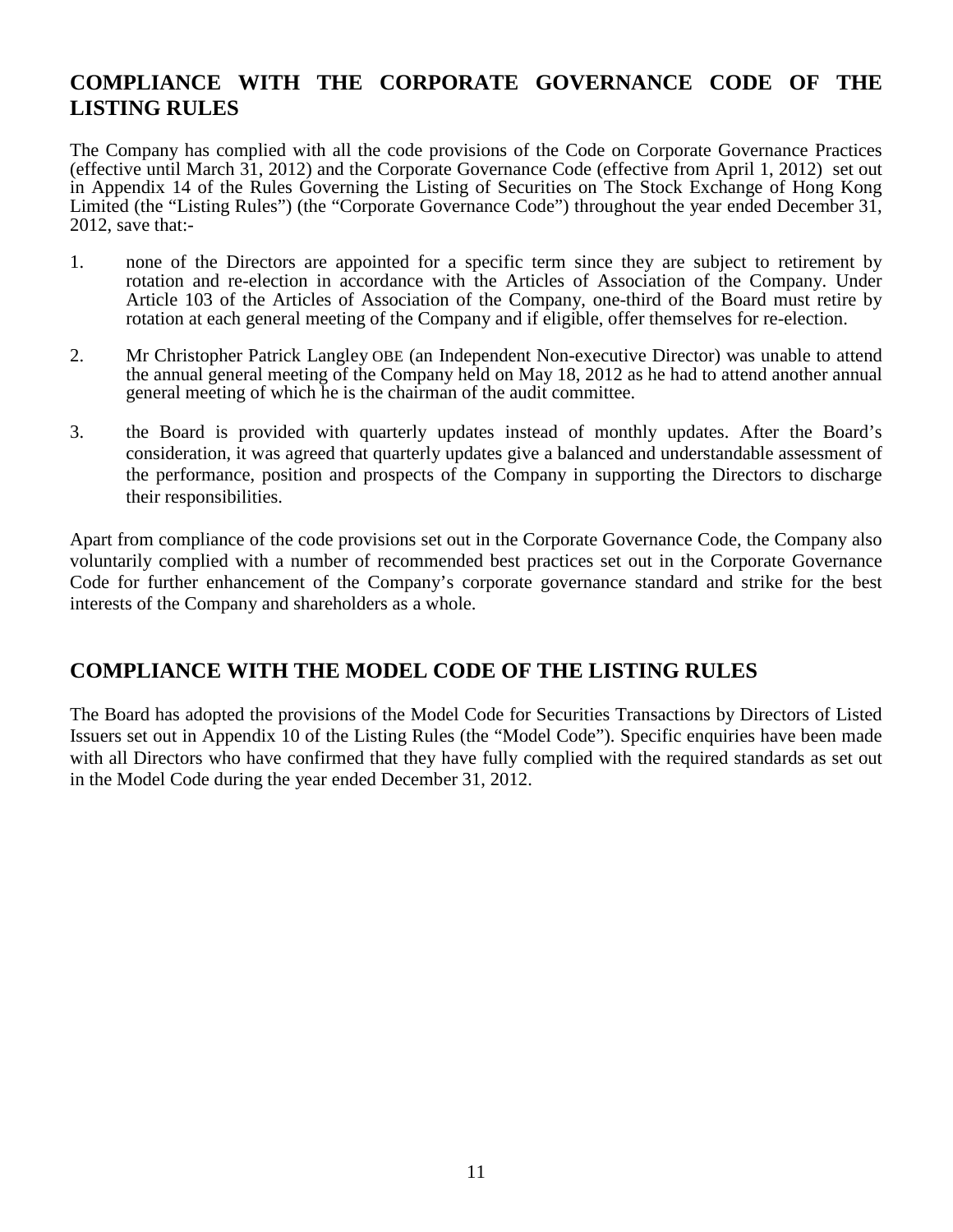## COMPLIANCE WITH THE CORPORATE GOVERNANCE CODE OF THE LISTING RULES

The Company has complied with all the code provisions of the Code on Corporate Governance Practices (effective until March 31, 2012) and the Corporate Governance Code (effective from April 1, 2012) set out in Appendix 14 of the Rules Governing the Listing of Securities on The Stock Exchange of Hong Kong Limited (the "Listing Rules") (the "Corporate Governance Code") throughout the year ended December 31, 2012, save that:-

1. none of the Directors are appointed for a specific term since they are subject to retirement by rotation and re-election in accordance with the Articles of Association of the Company. Under Article 103 of the Articles of Association of the Company, one-third of the Board must retire by rotation at each general meeting of the Company and if eligible, offer themselves for re-election.

2. Mr Christopher Patrick Langley OBE (an Independent Non-executive Director) was unable to attend the annual general meeting of the Company held on May 18, 2012 as he had to attend another annual general meeting of which he is the chairman of the audit committee.

3. the Board is provided with quarterly updates instead of monthly updates. After the Board's consideration, it was agreed that quarterly updates give a balanced and understandable assessment of the performance, position and prospects of the Company in supporting the Directors to discharge their responsibilities.

Apart from compliance of the code provisions set out in the Corporate Governance Code, the Company also voluntarily complied with a number of recommended best practices set out in the Corporate Governance Code for further enhancement of the Company's corporate governance standard and strike for the best interests of the Company and shareholders as a whole.

## COMPLIANCE WITH THE MODEL CODE OF THE LISTING RULES

The Board has adopted the provisions of the Model Code for Securities Transactions by Directors of Listed Issuers set out in Appendix 10 of the Listing Rules (the "Model Code"). Specific enquiries have been made with all Directors who have confirmed that they have fully complied with the required standards as set out in the Model Code during the year ended December 31, 2012.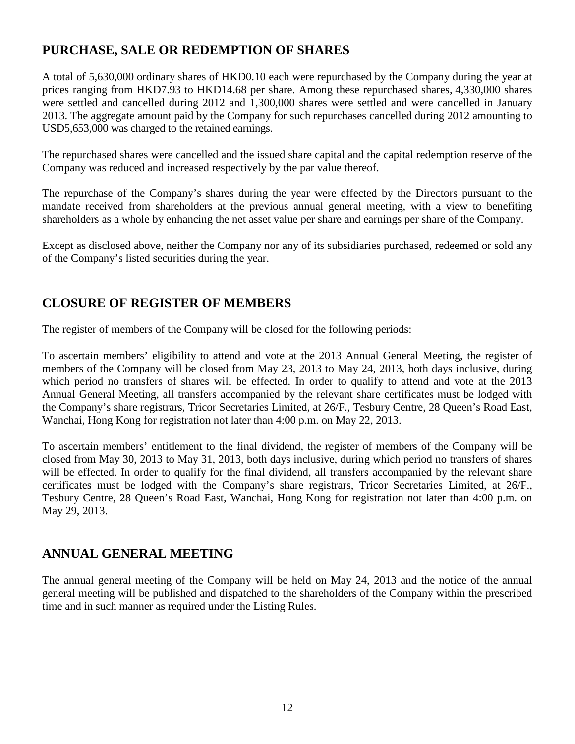## PURCHASE, SALE OR REDEMPTION OF SHARES

A total of 5,630,000 ordinary shares of HKD0.10 each were repurchased by the Company during the year at prices ranging from HKD7.93 to HKD14.68 per share. Among these repurchased shares, 4,330,000 shares were settled and cancelled during 2012 and 1,300,000 shares were settled and were cancelled in January 2013. The aggregate amount paid by the Company for such repurchases cancelled during 2012 amounting to USD5,653,000 was charged to the retained earnings.

The repurchased shares were cancelled and the issued share capital and the capital redemption reserve of the Company was reduced and increased respectively by the par value thereof.

The repurchase of the Company's shares during the year were effected by the Directors pursuant to the mandate received from shareholders at the previous annual general meeting, with a view to benefiting shareholders as a whole by enhancing the net asset value per share and earnings per share of the Company.

Except as disclosed above, neither the Company nor any of its subsidiaries purchased, redeemed or sold any of the Company's listed securities during the year.

## CLOSURE OF REGISTER OF MEMBERS

The register of members of the Company will be closed for the following periods:

To ascertain members' eligibility to attend and vote at the 2013 Annual General Meeting, the register of members of the Company will be closed from May 23, 2013 to May 24, 2013, both days inclusive, during which period no transfers of shares will be effected. In order to qualify to attend and vote at the 2013 Annual General Meeting, all transfers accompanied by the relevant share certificates must be lodged with the Company's share registrars, Tricor Secretaries Limited, at 26/F., Tesbury Centre, 28 Queen's Road East, Wanchai, Hong Kong for registration not later than 4:00 p.m. on May 22, 2013.

To ascertain members' entitlement to the final dividend, the register of members of the Company will be closed from May 30, 2013 to May 31, 2013, both days inclusive, during which period no transfers of shares will be effected. In order to qualify for the final dividend, all transfers accompanied by the relevant share certificates must be lodged with the Company's share registrars, Tricor Secretaries Limited, at 26/F., Tesbury Centre, 28 Queen's Road East, Wanchai, Hong Kong for registration not later than 4:00 p.m. on May 29, 2013.

## ANNUAL GENERAL MEETING

The annual general meeting of the Company will be held on May 24, 2013 and the notice of the annual general meeting will be published and dispatched to the shareholders of the Company within the prescribed time and in such manner as required under the Listing Rules.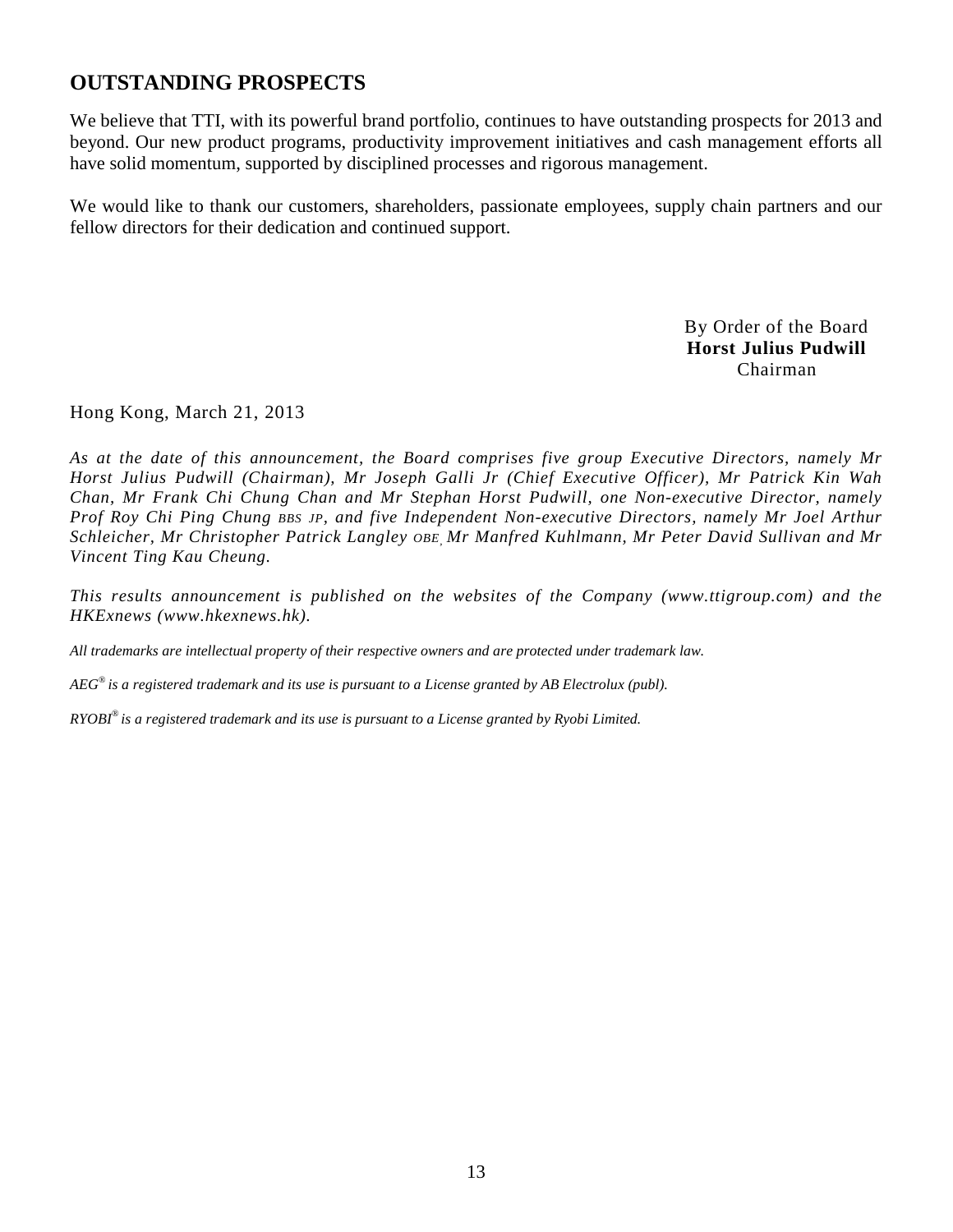## OUTSTANDING PROSPECTS

We believe that TTI, with its powerful brand portfolio, continues to have outstanding prospects for 2013 and beyond. Our new product programs, productivity improvement initiatives and cash management efforts all have solid momentum, supported by disciplined processes and rigorous management.

We would like to thank our customers, shareholders, passionate employees, supply chain partners and our fellow directors for their dedication and continued support.

By Order of the Board
**Horst Julius Pudwill**
Chairman

Hong Kong, March 21, 2013

*As at the date of this announcement, the Board comprises five group Executive Directors, namely Mr Horst Julius Pudwill (Chairman), Mr Joseph Galli Jr (Chief Executive Officer), Mr Patrick Kin Wah Chan, Mr Frank Chi Chung Chan and Mr Stephan Horst Pudwill, one Non-executive Director, namely Prof Roy Chi Ping Chung BBS JP, and five Independent Non-executive Directors, namely Mr Joel Arthur Schleicher, Mr Christopher Patrick Langley OBE, Mr Manfred Kuhlmann, Mr Peter David Sullivan and Mr Vincent Ting Kau Cheung.*

*This results announcement is published on the websites of the Company (www.ttigroup.com) and the HKExnews (www.hkexnews.hk).*

*All trademarks are intellectual property of their respective owners and are protected under trademark law.*

*AEG® is a registered trademark and its use is pursuant to a License granted by AB Electrolux (publ).*

*RYOBI® is a registered trademark and its use is pursuant to a License granted by Ryobi Limited.*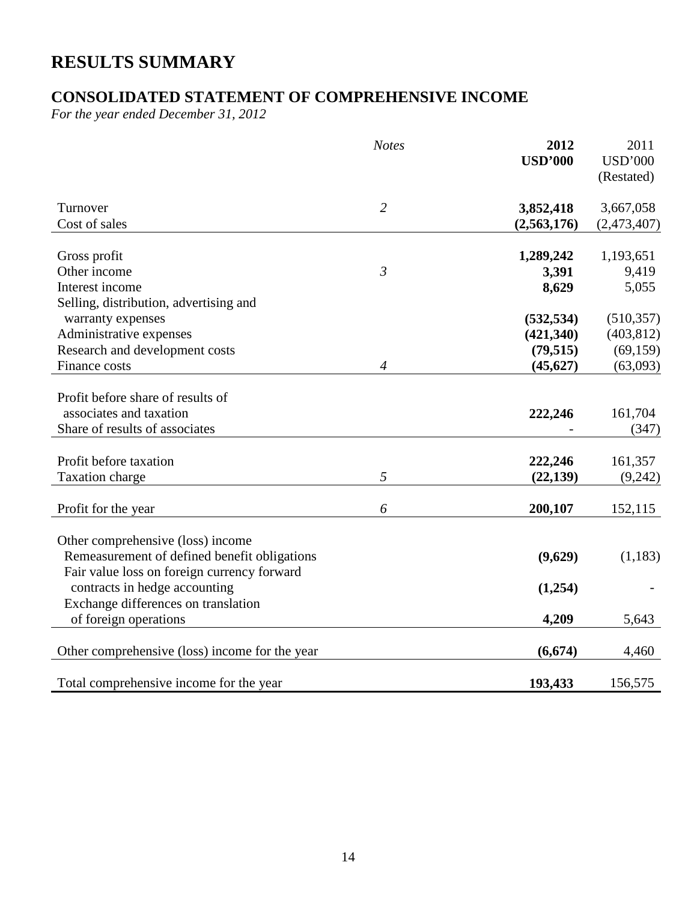# RESULTS SUMMARY

## CONSOLIDATED STATEMENT OF COMPREHENSIVE INCOME

*For the year ended December 31, 2012*

| | *Notes* | **2012** | 2011 |
|---|---|---|---|
| | | **USD'000** | USD'000 |
| | | | (Restated) |
| Turnover | *2* | **3,852,418** | 3,667,058 |
| Cost of sales | | **(2,563,176)** | (2,473,407) |
| Gross profit | | **1,289,242** | 1,193,651 |
| Other income | *3* | **3,391** | 9,419 |
| Interest income | | **8,629** | 5,055 |
| Selling, distribution, advertising and warranty expenses | | **(532,534)** | (510,357) |
| Administrative expenses | | **(421,340)** | (403,812) |
| Research and development costs | | **(79,515)** | (69,159) |
| Finance costs | *4* | **(45,627)** | (63,093) |
| Profit before share of results of associates and taxation | | **222,246** | 161,704 |
| Share of results of associates | | **-** | (347) |
| Profit before taxation | | **222,246** | 161,357 |
| Taxation charge | *5* | **(22,139)** | (9,242) |
| Profit for the year | *6* | **200,107** | 152,115 |
| Other comprehensive (loss) income | | | |
| Remeasurement of defined benefit obligations | | **(9,629)** | (1,183) |
| Fair value loss on foreign currency forward contracts in hedge accounting | | **(1,254)** | - |
| Exchange differences on translation of foreign operations | | **4,209** | 5,643 |
| Other comprehensive (loss) income for the year | | **(6,674)** | 4,460 |
| Total comprehensive income for the year | | **193,433** | 156,575 |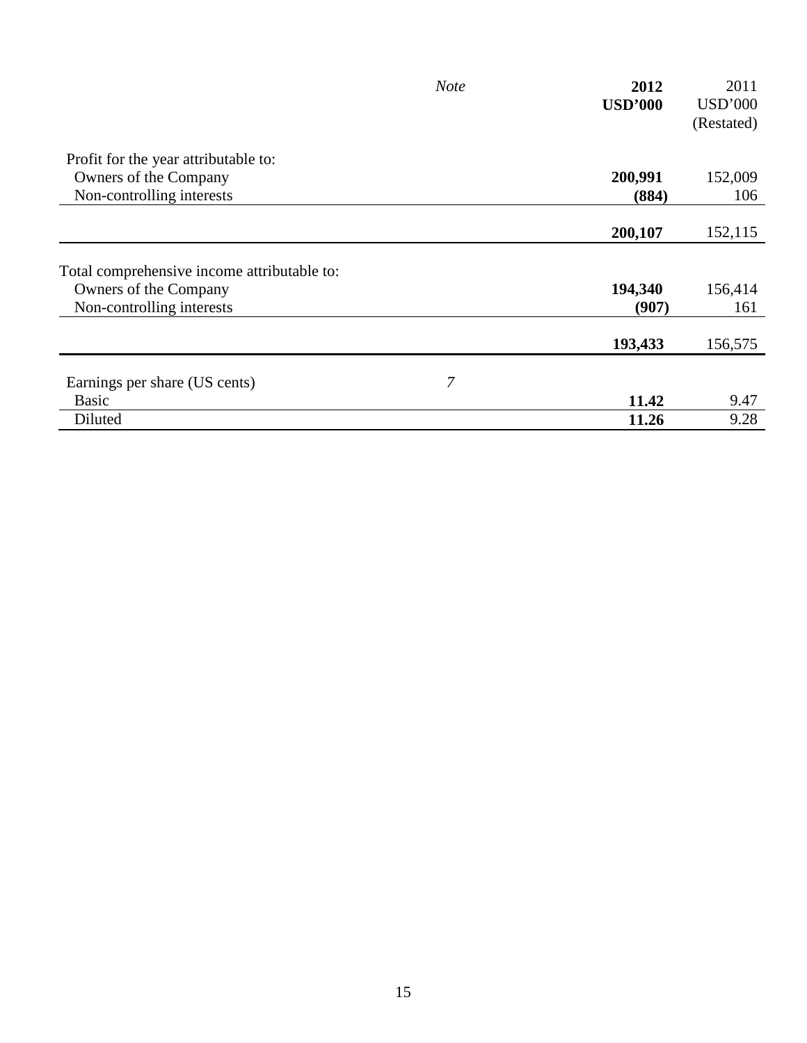| | *Note* | **2012** | 2011 |
|---|---|---|---|
| | | **USD'000** | USD'000 |
| | | | (Restated) |
| Profit for the year attributable to: | | | |
| Owners of the Company | | **200,991** | 152,009 |
| Non-controlling interests | | **(884)** | 106 |
| | | **200,107** | 152,115 |
| Total comprehensive income attributable to: | | | |
| Owners of the Company | | **194,340** | 156,414 |
| Non-controlling interests | | **(907)** | 161 |
| | | **193,433** | 156,575 |
| Earnings per share (US cents) | *7* | | |
| Basic | | **11.42** | 9.47 |
| Diluted | | **11.26** | 9.28 |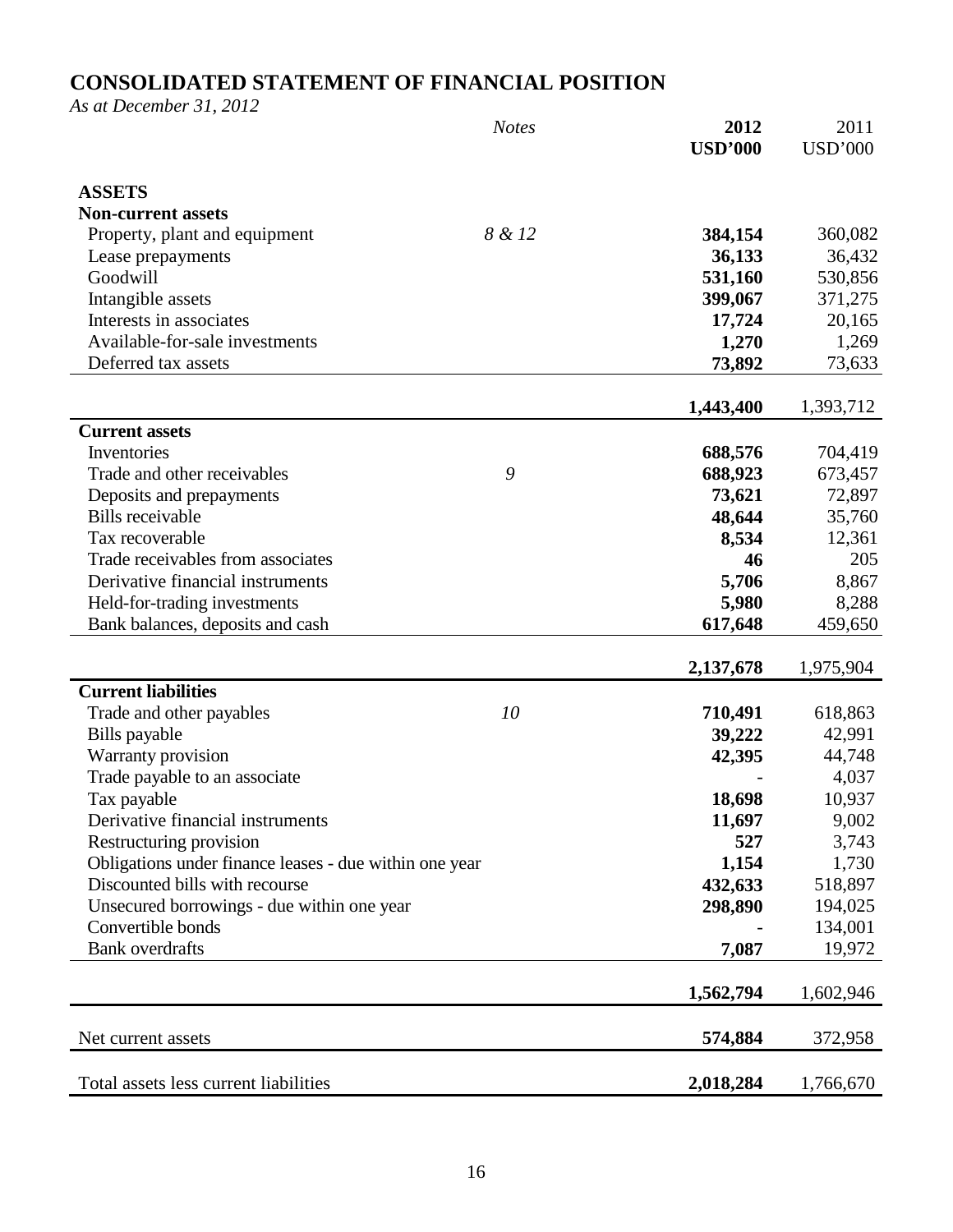# CONSOLIDATED STATEMENT OF FINANCIAL POSITION

*As at December 31, 2012*

| | *Notes* | **2012** | 2011 |
|---|---|---|---|
| | | **USD'000** | USD'000 |
| **ASSETS** | | | |
| **Non-current assets** | | | |
| Property, plant and equipment | *8 & 12* | **384,154** | 360,082 |
| Lease prepayments | | **36,133** | 36,432 |
| Goodwill | | **531,160** | 530,856 |
| Intangible assets | | **399,067** | 371,275 |
| Interests in associates | | **17,724** | 20,165 |
| Available-for-sale investments | | **1,270** | 1,269 |
| Deferred tax assets | | **73,892** | 73,633 |
| | | **1,443,400** | 1,393,712 |
| **Current assets** | | | |
| Inventories | | **688,576** | 704,419 |
| Trade and other receivables | *9* | **688,923** | 673,457 |
| Deposits and prepayments | | **73,621** | 72,897 |
| Bills receivable | | **48,644** | 35,760 |
| Tax recoverable | | **8,534** | 12,361 |
| Trade receivables from associates | | **46** | 205 |
| Derivative financial instruments | | **5,706** | 8,867 |
| Held-for-trading investments | | **5,980** | 8,288 |
| Bank balances, deposits and cash | | **617,648** | 459,650 |
| | | **2,137,678** | 1,975,904 |
| **Current liabilities** | | | |
| Trade and other payables | *10* | **710,491** | 618,863 |
| Bills payable | | **39,222** | 42,991 |
| Warranty provision | | **42,395** | 44,748 |
| Trade payable to an associate | | **-** | 4,037 |
| Tax payable | | **18,698** | 10,937 |
| Derivative financial instruments | | **11,697** | 9,002 |
| Restructuring provision | | **527** | 3,743 |
| Obligations under finance leases - due within one year | | **1,154** | 1,730 |
| Discounted bills with recourse | | **432,633** | 518,897 |
| Unsecured borrowings - due within one year | | **298,890** | 194,025 |
| Convertible bonds | | **-** | 134,001 |
| Bank overdrafts | | **7,087** | 19,972 |
| | | **1,562,794** | 1,602,946 |
| Net current assets | | **574,884** | 372,958 |
| Total assets less current liabilities | | **2,018,284** | 1,766,670 |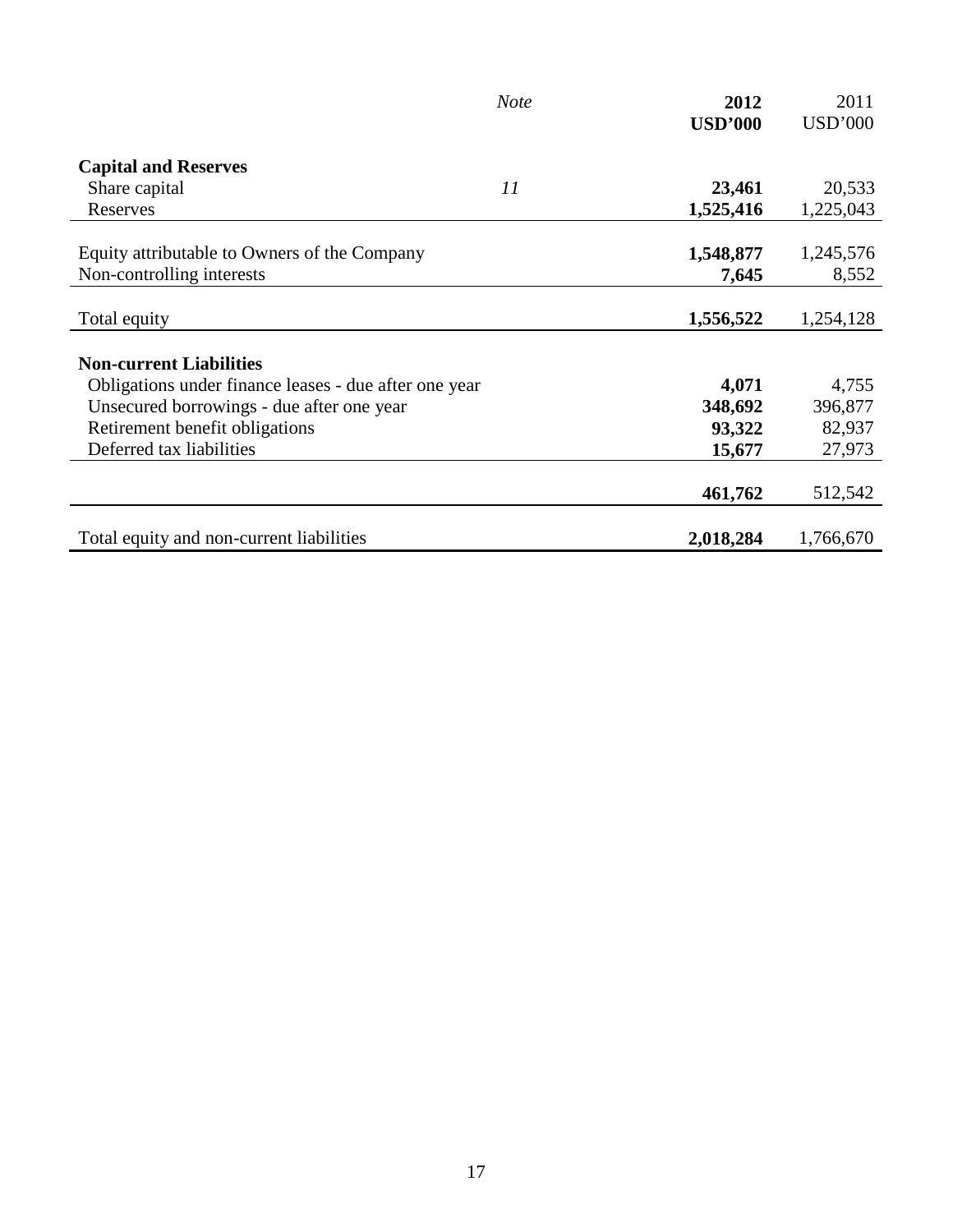| | *Note* | **2012** | 2011 |
|---|---|---|---|
| | | **USD'000** | USD'000 |
| **Capital and Reserves** | | | |
| Share capital | *11* | **23,461** | 20,533 |
| Reserves | | **1,525,416** | 1,225,043 |
| Equity attributable to Owners of the Company | | **1,548,877** | 1,245,576 |
| Non-controlling interests | | **7,645** | 8,552 |
| Total equity | | **1,556,522** | 1,254,128 |
| **Non-current Liabilities** | | | |
| Obligations under finance leases - due after one year | | **4,071** | 4,755 |
| Unsecured borrowings - due after one year | | **348,692** | 396,877 |
| Retirement benefit obligations | | **93,322** | 82,937 |
| Deferred tax liabilities | | **15,677** | 27,973 |
| | | **461,762** | 512,542 |
| Total equity and non-current liabilities | | **2,018,284** | 1,766,670 |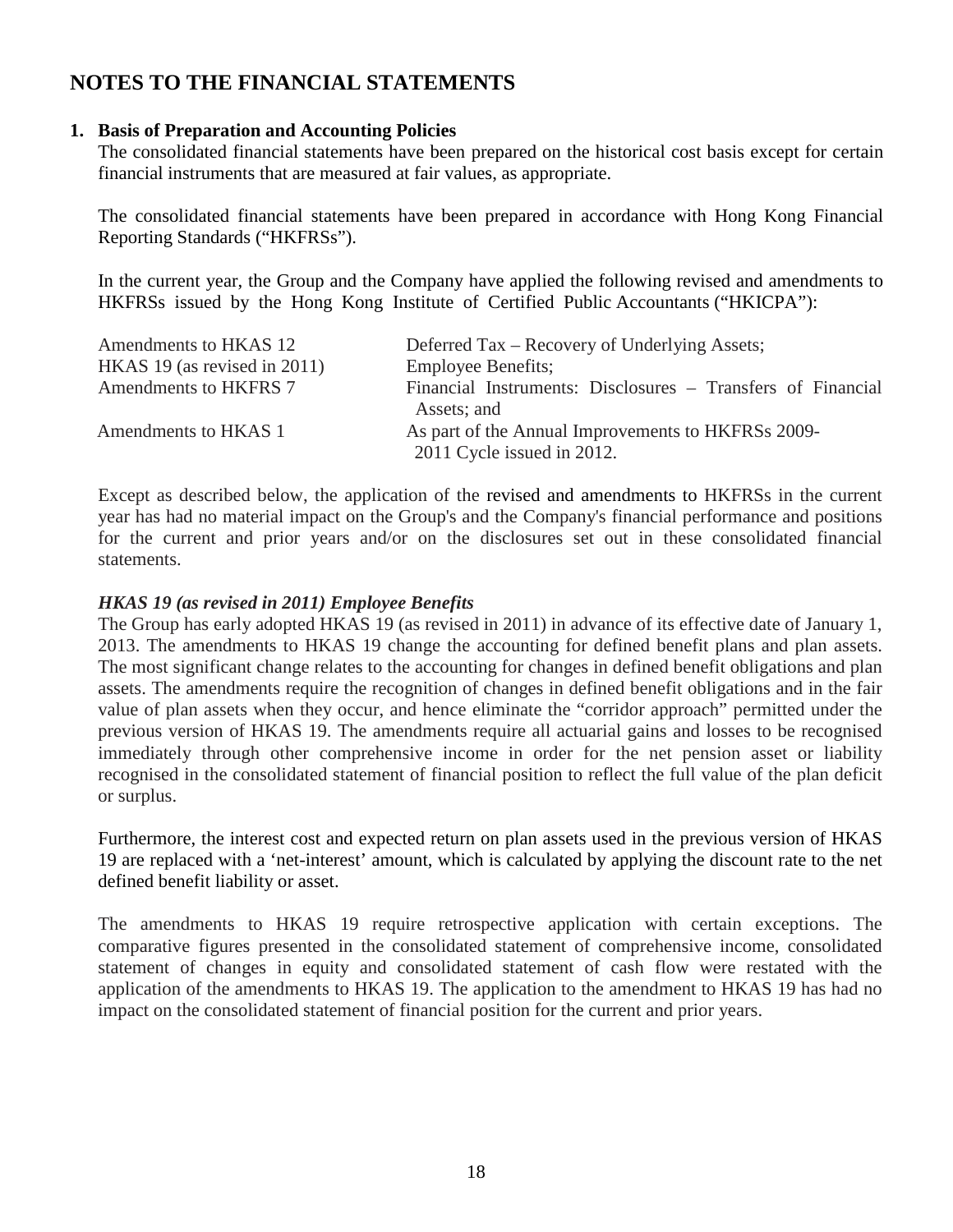# NOTES TO THE FINANCIAL STATEMENTS

## 1. Basis of Preparation and Accounting Policies

The consolidated financial statements have been prepared on the historical cost basis except for certain financial instruments that are measured at fair values, as appropriate.

The consolidated financial statements have been prepared in accordance with Hong Kong Financial Reporting Standards ("HKFRSs").

In the current year, the Group and the Company have applied the following revised and amendments to HKFRSs issued by the Hong Kong Institute of Certified Public Accountants ("HKICPA"):

| | |
|---|---|
| Amendments to HKAS 12 | Deferred Tax – Recovery of Underlying Assets; |
| HKAS 19 (as revised in 2011) | Employee Benefits; |
| Amendments to HKFRS 7 | Financial Instruments: Disclosures – Transfers of Financial Assets; and |
| Amendments to HKAS 1 | As part of the Annual Improvements to HKFRSs 2009-2011 Cycle issued in 2012. |

Except as described below, the application of the revised and amendments to HKFRSs in the current year has had no material impact on the Group's and the Company's financial performance and positions for the current and prior years and/or on the disclosures set out in these consolidated financial statements.

***HKAS 19 (as revised in 2011) Employee Benefits***

The Group has early adopted HKAS 19 (as revised in 2011) in advance of its effective date of January 1, 2013. The amendments to HKAS 19 change the accounting for defined benefit plans and plan assets. The most significant change relates to the accounting for changes in defined benefit obligations and plan assets. The amendments require the recognition of changes in defined benefit obligations and in the fair value of plan assets when they occur, and hence eliminate the "corridor approach" permitted under the previous version of HKAS 19. The amendments require all actuarial gains and losses to be recognised immediately through other comprehensive income in order for the net pension asset or liability recognised in the consolidated statement of financial position to reflect the full value of the plan deficit or surplus.

Furthermore, the interest cost and expected return on plan assets used in the previous version of HKAS 19 are replaced with a 'net-interest' amount, which is calculated by applying the discount rate to the net defined benefit liability or asset.

The amendments to HKAS 19 require retrospective application with certain exceptions. The comparative figures presented in the consolidated statement of comprehensive income, consolidated statement of changes in equity and consolidated statement of cash flow were restated with the application of the amendments to HKAS 19. The application to the amendment to HKAS 19 has had no impact on the consolidated statement of financial position for the current and prior years.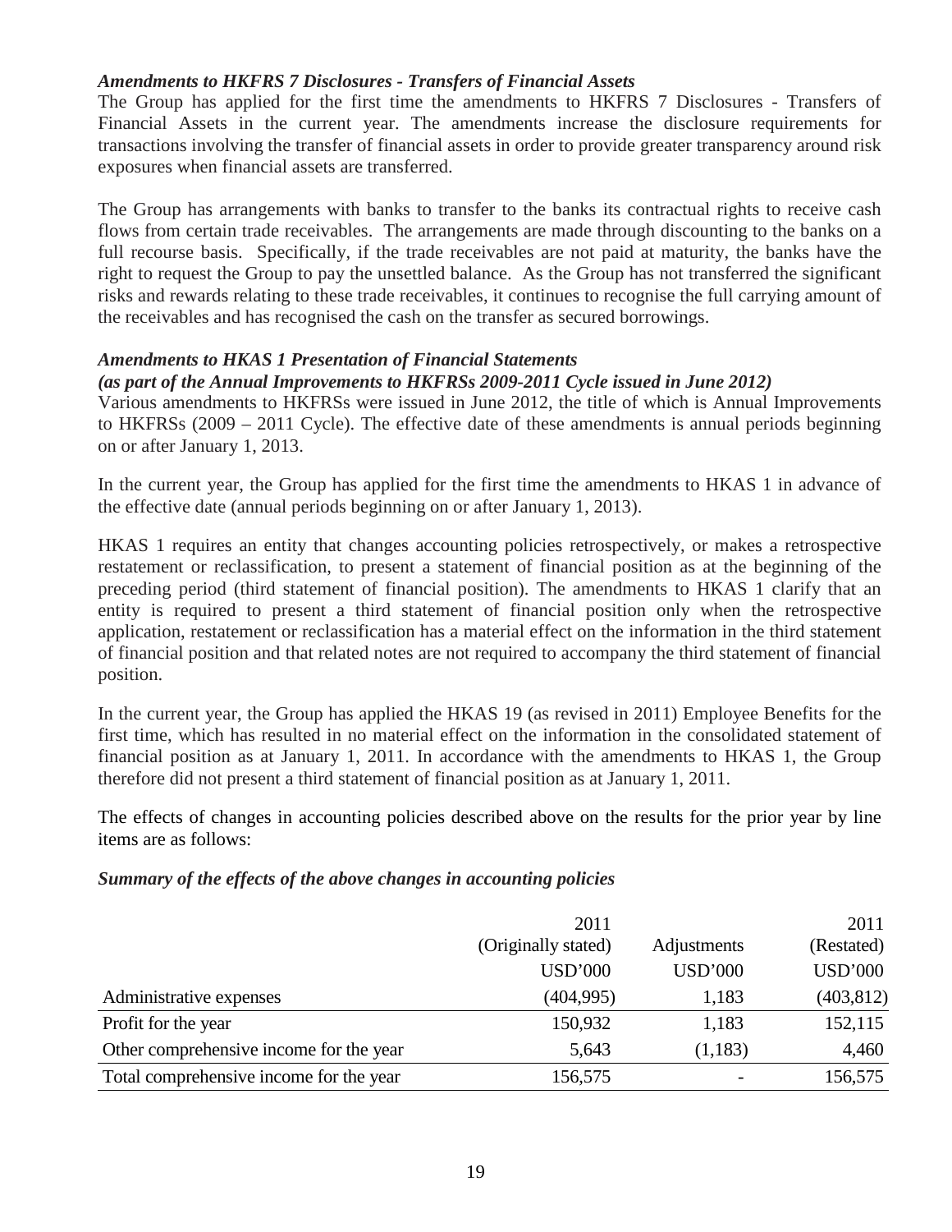***Amendments to HKFRS 7 Disclosures - Transfers of Financial Assets***

The Group has applied for the first time the amendments to HKFRS 7 Disclosures - Transfers of Financial Assets in the current year. The amendments increase the disclosure requirements for transactions involving the transfer of financial assets in order to provide greater transparency around risk exposures when financial assets are transferred.

The Group has arrangements with banks to transfer to the banks its contractual rights to receive cash flows from certain trade receivables. The arrangements are made through discounting to the banks on a full recourse basis. Specifically, if the trade receivables are not paid at maturity, the banks have the right to request the Group to pay the unsettled balance. As the Group has not transferred the significant risks and rewards relating to these trade receivables, it continues to recognise the full carrying amount of the receivables and has recognised the cash on the transfer as secured borrowings.

***Amendments to HKAS 1 Presentation of Financial Statements***
***(as part of the Annual Improvements to HKFRSs 2009-2011 Cycle issued in June 2012)***

Various amendments to HKFRSs were issued in June 2012, the title of which is Annual Improvements to HKFRSs (2009 – 2011 Cycle). The effective date of these amendments is annual periods beginning on or after January 1, 2013.

In the current year, the Group has applied for the first time the amendments to HKAS 1 in advance of the effective date (annual periods beginning on or after January 1, 2013).

HKAS 1 requires an entity that changes accounting policies retrospectively, or makes a retrospective restatement or reclassification, to present a statement of financial position as at the beginning of the preceding period (third statement of financial position). The amendments to HKAS 1 clarify that an entity is required to present a third statement of financial position only when the retrospective application, restatement or reclassification has a material effect on the information in the third statement of financial position and that related notes are not required to accompany the third statement of financial position.

In the current year, the Group has applied the HKAS 19 (as revised in 2011) Employee Benefits for the first time, which has resulted in no material effect on the information in the consolidated statement of financial position as at January 1, 2011. In accordance with the amendments to HKAS 1, the Group therefore did not present a third statement of financial position as at January 1, 2011.

The effects of changes in accounting policies described above on the results for the prior year by line items are as follows:

***Summary of the effects of the above changes in accounting policies***

| | 2011 (Originally stated) | Adjustments | 2011 (Restated) |
|---|---|---|---|
| | USD'000 | USD'000 | USD'000 |
| Administrative expenses | (404,995) | 1,183 | (403,812) |
| Profit for the year | 150,932 | 1,183 | 152,115 |
| Other comprehensive income for the year | 5,643 | (1,183) | 4,460 |
| Total comprehensive income for the year | 156,575 | - | 156,575 |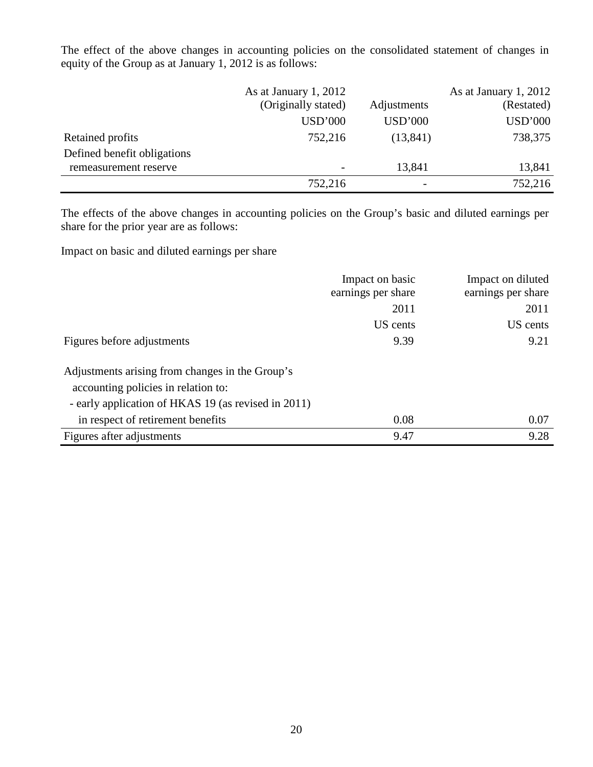The effect of the above changes in accounting policies on the consolidated statement of changes in equity of the Group as at January 1, 2012 is as follows:

| | As at January 1, 2012 (Originally stated) | Adjustments | As at January 1, 2012 (Restated) |
|---|---|---|---|
| | USD'000 | USD'000 | USD'000 |
| Retained profits | 752,216 | (13,841) | 738,375 |
| Defined benefit obligations remeasurement reserve | - | 13,841 | 13,841 |
| | 752,216 | - | 752,216 |

The effects of the above changes in accounting policies on the Group's basic and diluted earnings per share for the prior year are as follows:

Impact on basic and diluted earnings per share

| | Impact on basic earnings per share | Impact on diluted earnings per share |
|---|---|---|
| | 2011 | 2011 |
| | US cents | US cents |
| Figures before adjustments | 9.39 | 9.21 |
| Adjustments arising from changes in the Group's accounting policies in relation to: | | |
| - early application of HKAS 19 (as revised in 2011) in respect of retirement benefits | 0.08 | 0.07 |
| Figures after adjustments | 9.47 | 9.28 |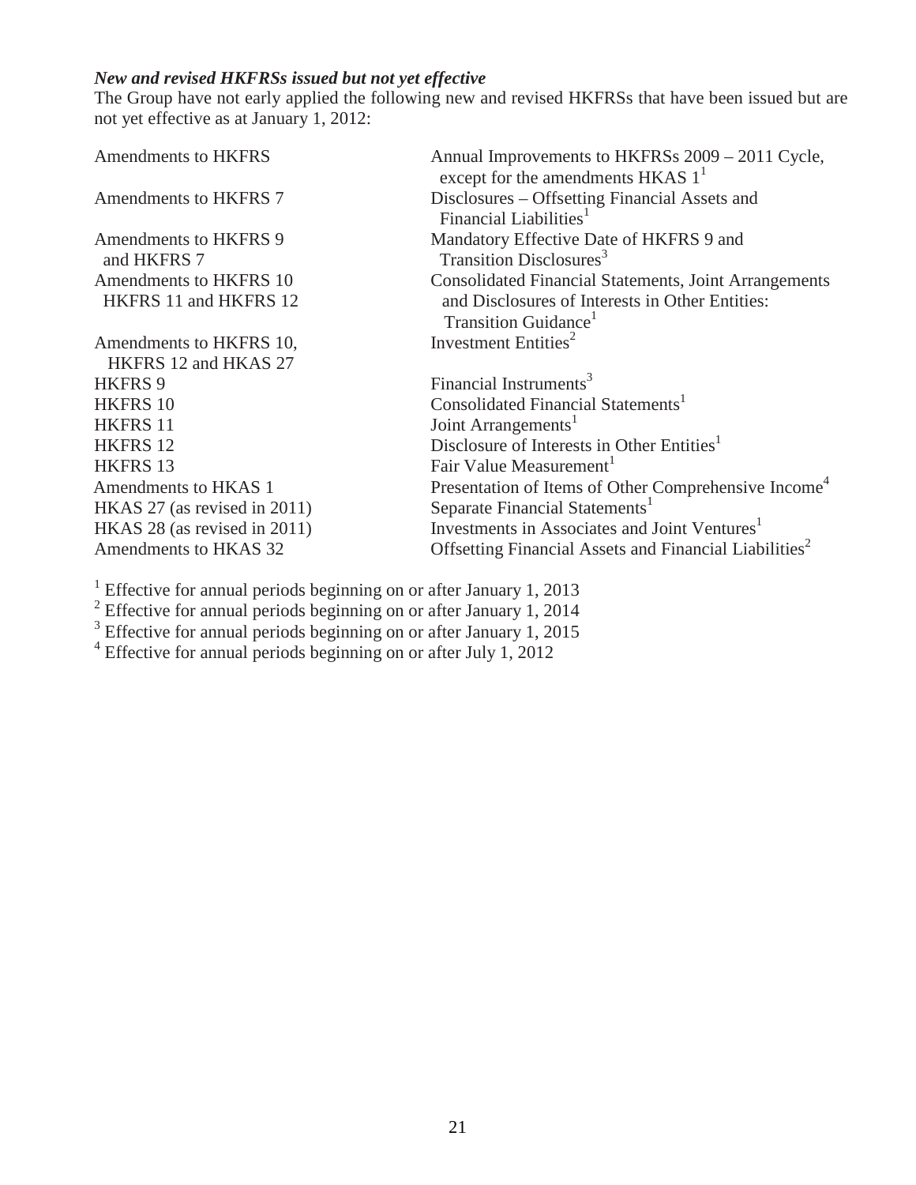***New and revised HKFRSs issued but not yet effective***

The Group have not early applied the following new and revised HKFRSs that have been issued but are not yet effective as at January 1, 2012:

| | |
|---|---|
| Amendments to HKFRS | Annual Improvements to HKFRSs 2009 – 2011 Cycle, except for the amendments HKAS 1[1] |
| Amendments to HKFRS 7 | Disclosures – Offsetting Financial Assets and Financial Liabilities[1] |
| Amendments to HKFRS 9 and HKFRS 7 | Mandatory Effective Date of HKFRS 9 and Transition Disclosures[3] |
| Amendments to HKFRS 10 HKFRS 11 and HKFRS 12 | Consolidated Financial Statements, Joint Arrangements and Disclosures of Interests in Other Entities: Transition Guidance[1] |
| Amendments to HKFRS 10, HKFRS 12 and HKAS 27 | Investment Entities[2] |
| HKFRS 9 | Financial Instruments[3] |
| HKFRS 10 | Consolidated Financial Statements[1] |
| HKFRS 11 | Joint Arrangements[1] |
| HKFRS 12 | Disclosure of Interests in Other Entities[1] |
| HKFRS 13 | Fair Value Measurement[1] |
| Amendments to HKAS 1 | Presentation of Items of Other Comprehensive Income[4] |
| HKAS 27 (as revised in 2011) | Separate Financial Statements[1] |
| HKAS 28 (as revised in 2011) | Investments in Associates and Joint Ventures[1] |
| Amendments to HKAS 32 | Offsetting Financial Assets and Financial Liabilities[2] |

[1] Effective for annual periods beginning on or after January 1, 2013
[2] Effective for annual periods beginning on or after January 1, 2014
[3] Effective for annual periods beginning on or after January 1, 2015
[4] Effective for annual periods beginning on or after July 1, 2012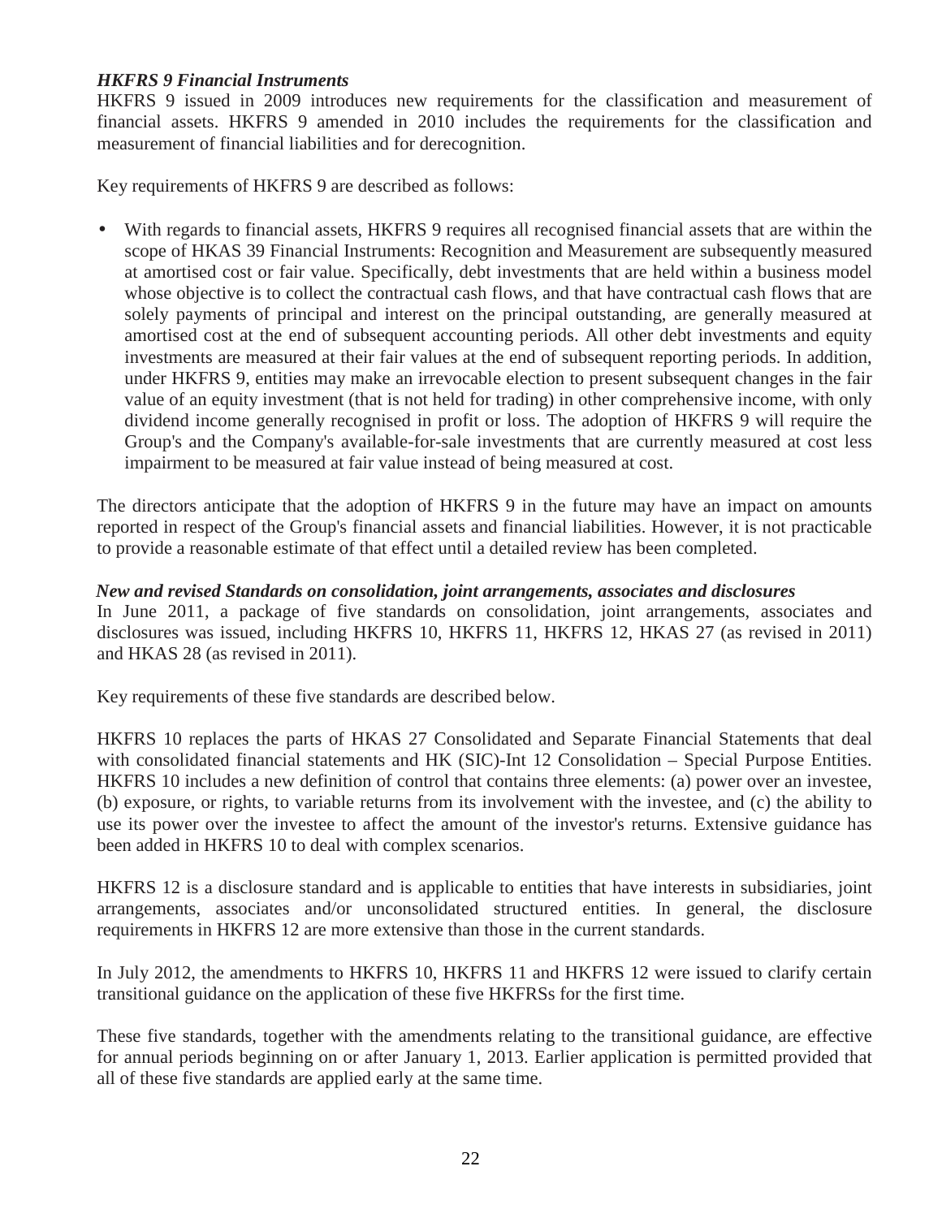***HKFRS 9 Financial Instruments***

HKFRS 9 issued in 2009 introduces new requirements for the classification and measurement of financial assets. HKFRS 9 amended in 2010 includes the requirements for the classification and measurement of financial liabilities and for derecognition.

Key requirements of HKFRS 9 are described as follows:

- With regards to financial assets, HKFRS 9 requires all recognised financial assets that are within the scope of HKAS 39 Financial Instruments: Recognition and Measurement are subsequently measured at amortised cost or fair value. Specifically, debt investments that are held within a business model whose objective is to collect the contractual cash flows, and that have contractual cash flows that are solely payments of principal and interest on the principal outstanding, are generally measured at amortised cost at the end of subsequent accounting periods. All other debt investments and equity investments are measured at their fair values at the end of subsequent reporting periods. In addition, under HKFRS 9, entities may make an irrevocable election to present subsequent changes in the fair value of an equity investment (that is not held for trading) in other comprehensive income, with only dividend income generally recognised in profit or loss. The adoption of HKFRS 9 will require the Group's and the Company's available-for-sale investments that are currently measured at cost less impairment to be measured at fair value instead of being measured at cost.

The directors anticipate that the adoption of HKFRS 9 in the future may have an impact on amounts reported in respect of the Group's financial assets and financial liabilities. However, it is not practicable to provide a reasonable estimate of that effect until a detailed review has been completed.

***New and revised Standards on consolidation, joint arrangements, associates and disclosures***

In June 2011, a package of five standards on consolidation, joint arrangements, associates and disclosures was issued, including HKFRS 10, HKFRS 11, HKFRS 12, HKAS 27 (as revised in 2011) and HKAS 28 (as revised in 2011).

Key requirements of these five standards are described below.

HKFRS 10 replaces the parts of HKAS 27 Consolidated and Separate Financial Statements that deal with consolidated financial statements and HK (SIC)-Int 12 Consolidation – Special Purpose Entities. HKFRS 10 includes a new definition of control that contains three elements: (a) power over an investee, (b) exposure, or rights, to variable returns from its involvement with the investee, and (c) the ability to use its power over the investee to affect the amount of the investor's returns. Extensive guidance has been added in HKFRS 10 to deal with complex scenarios.

HKFRS 12 is a disclosure standard and is applicable to entities that have interests in subsidiaries, joint arrangements, associates and/or unconsolidated structured entities. In general, the disclosure requirements in HKFRS 12 are more extensive than those in the current standards.

In July 2012, the amendments to HKFRS 10, HKFRS 11 and HKFRS 12 were issued to clarify certain transitional guidance on the application of these five HKFRSs for the first time.

These five standards, together with the amendments relating to the transitional guidance, are effective for annual periods beginning on or after January 1, 2013. Earlier application is permitted provided that all of these five standards are applied early at the same time.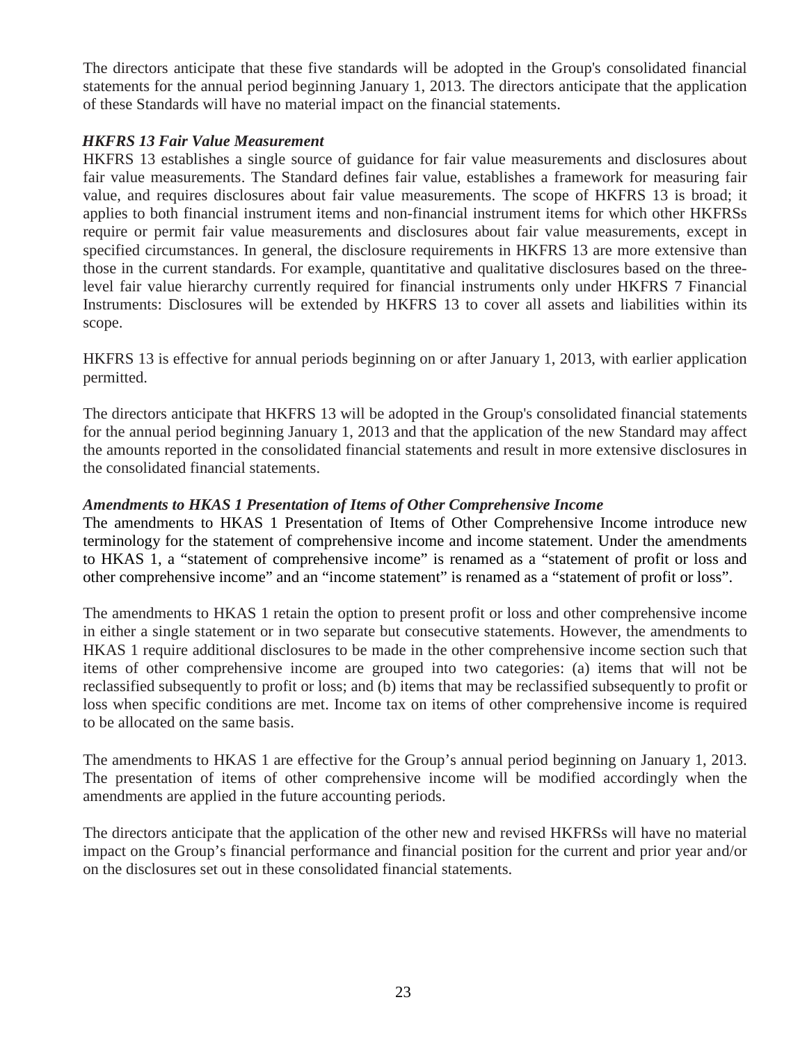The directors anticipate that these five standards will be adopted in the Group's consolidated financial statements for the annual period beginning January 1, 2013. The directors anticipate that the application of these Standards will have no material impact on the financial statements.

***HKFRS 13 Fair Value Measurement***

HKFRS 13 establishes a single source of guidance for fair value measurements and disclosures about fair value measurements. The Standard defines fair value, establishes a framework for measuring fair value, and requires disclosures about fair value measurements. The scope of HKFRS 13 is broad; it applies to both financial instrument items and non-financial instrument items for which other HKFRSs require or permit fair value measurements and disclosures about fair value measurements, except in specified circumstances. In general, the disclosure requirements in HKFRS 13 are more extensive than those in the current standards. For example, quantitative and qualitative disclosures based on the three-level fair value hierarchy currently required for financial instruments only under HKFRS 7 Financial Instruments: Disclosures will be extended by HKFRS 13 to cover all assets and liabilities within its scope.

HKFRS 13 is effective for annual periods beginning on or after January 1, 2013, with earlier application permitted.

The directors anticipate that HKFRS 13 will be adopted in the Group's consolidated financial statements for the annual period beginning January 1, 2013 and that the application of the new Standard may affect the amounts reported in the consolidated financial statements and result in more extensive disclosures in the consolidated financial statements.

***Amendments to HKAS 1 Presentation of Items of Other Comprehensive Income***

The amendments to HKAS 1 Presentation of Items of Other Comprehensive Income introduce new terminology for the statement of comprehensive income and income statement. Under the amendments to HKAS 1, a "statement of comprehensive income" is renamed as a "statement of profit or loss and other comprehensive income" and an "income statement" is renamed as a "statement of profit or loss".

The amendments to HKAS 1 retain the option to present profit or loss and other comprehensive income in either a single statement or in two separate but consecutive statements. However, the amendments to HKAS 1 require additional disclosures to be made in the other comprehensive income section such that items of other comprehensive income are grouped into two categories: (a) items that will not be reclassified subsequently to profit or loss; and (b) items that may be reclassified subsequently to profit or loss when specific conditions are met. Income tax on items of other comprehensive income is required to be allocated on the same basis.

The amendments to HKAS 1 are effective for the Group's annual period beginning on January 1, 2013. The presentation of items of other comprehensive income will be modified accordingly when the amendments are applied in the future accounting periods.

The directors anticipate that the application of the other new and revised HKFRSs will have no material impact on the Group's financial performance and financial position for the current and prior year and/or on the disclosures set out in these consolidated financial statements.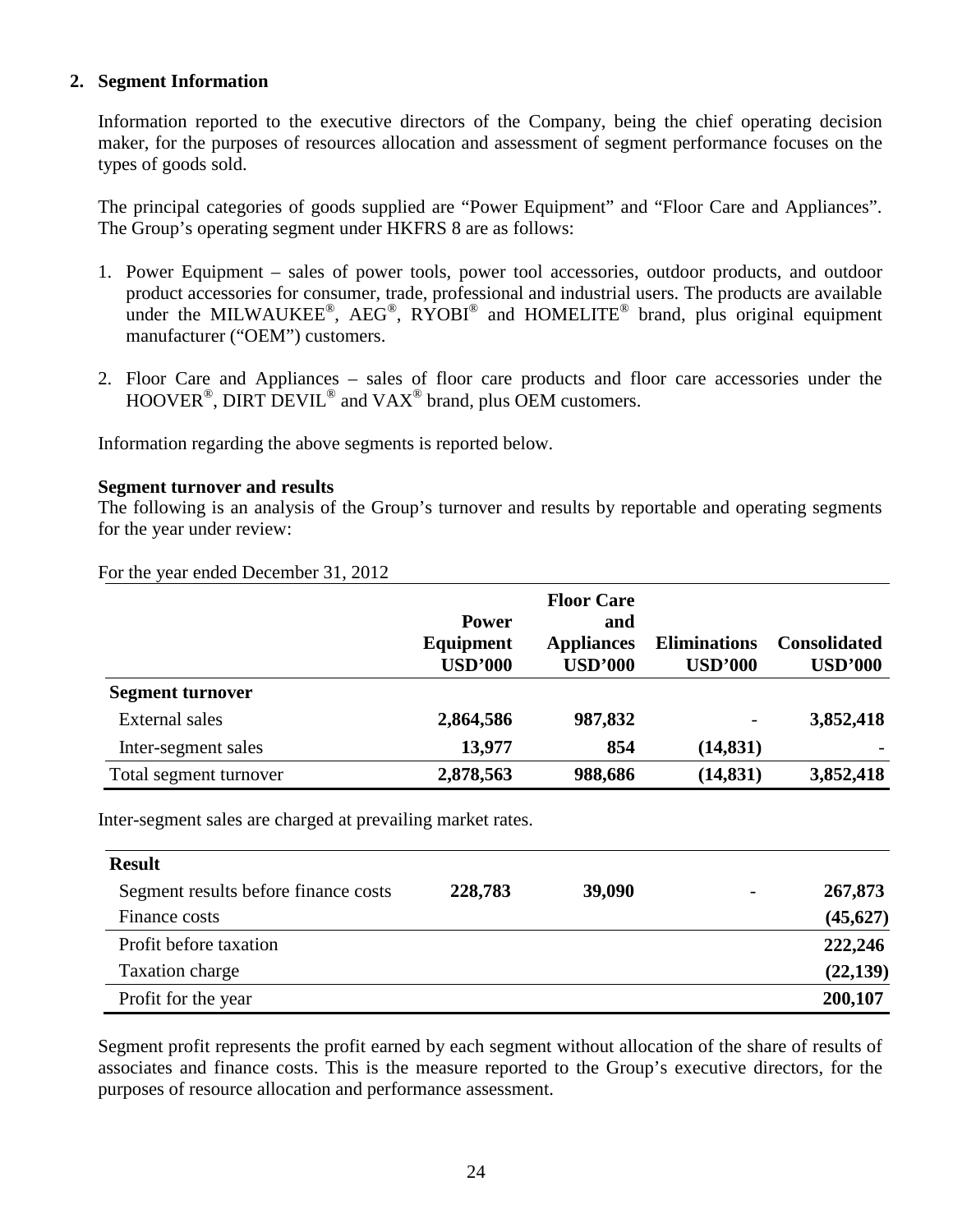## 2. Segment Information

Information reported to the executive directors of the Company, being the chief operating decision maker, for the purposes of resources allocation and assessment of segment performance focuses on the types of goods sold.

The principal categories of goods supplied are "Power Equipment" and "Floor Care and Appliances". The Group's operating segment under HKFRS 8 are as follows:

1. Power Equipment – sales of power tools, power tool accessories, outdoor products, and outdoor product accessories for consumer, trade, professional and industrial users. The products are available under the MILWAUKEE®, AEG®, RYOBI® and HOMELITE® brand, plus original equipment manufacturer ("OEM") customers.

2. Floor Care and Appliances – sales of floor care products and floor care accessories under the HOOVER®, DIRT DEVIL® and VAX® brand, plus OEM customers.

Information regarding the above segments is reported below.

**Segment turnover and results**

The following is an analysis of the Group's turnover and results by reportable and operating segments for the year under review:

For the year ended December 31, 2012

| | Power Equipment USD'000 | Floor Care and Appliances USD'000 | Eliminations USD'000 | Consolidated USD'000 |
|---|---|---|---|---|
| **Segment turnover** | | | | |
| External sales | **2,864,586** | **987,832** | - | **3,852,418** |
| Inter-segment sales | **13,977** | **854** | **(14,831)** | - |
| Total segment turnover | **2,878,563** | **988,686** | **(14,831)** | **3,852,418** |

Inter-segment sales are charged at prevailing market rates.

| **Result** | | | | |
|---|---|---|---|---|
| Segment results before finance costs | **228,783** | **39,090** | - | **267,873** |
| Finance costs | | | | **(45,627)** |
| Profit before taxation | | | | **222,246** |
| Taxation charge | | | | **(22,139)** |
| Profit for the year | | | | **200,107** |

Segment profit represents the profit earned by each segment without allocation of the share of results of associates and finance costs. This is the measure reported to the Group's executive directors, for the purposes of resource allocation and performance assessment.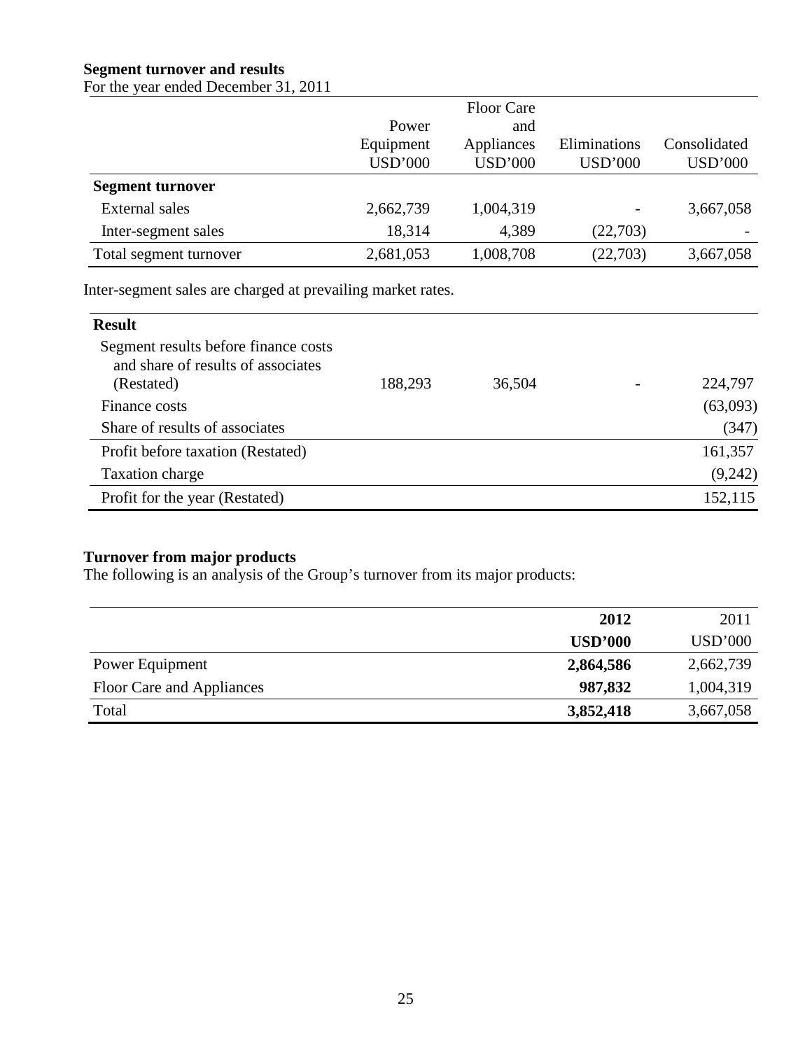**Segment turnover and results**

For the year ended December 31, 2011

| | Power Equipment USD'000 | Floor Care and Appliances USD'000 | Eliminations USD'000 | Consolidated USD'000 |
|---|---|---|---|---|
| **Segment turnover** | | | | |
| External sales | 2,662,739 | 1,004,319 | - | 3,667,058 |
| Inter-segment sales | 18,314 | 4,389 | (22,703) | - |
| Total segment turnover | 2,681,053 | 1,008,708 | (22,703) | 3,667,058 |

Inter-segment sales are charged at prevailing market rates.

| **Result** | | | | |
|---|---|---|---|---|
| Segment results before finance costs and share of results of associates (Restated) | 188,293 | 36,504 | - | 224,797 |
| Finance costs | | | | (63,093) |
| Share of results of associates | | | | (347) |
| Profit before taxation (Restated) | | | | 161,357 |
| Taxation charge | | | | (9,242) |
| Profit for the year (Restated) | | | | 152,115 |

**Turnover from major products**

The following is an analysis of the Group's turnover from its major products:

| | **2012** | 2011 |
|---|---|---|
| | **USD'000** | USD'000 |
| Power Equipment | **2,864,586** | 2,662,739 |
| Floor Care and Appliances | **987,832** | 1,004,319 |
| Total | **3,852,418** | 3,667,058 |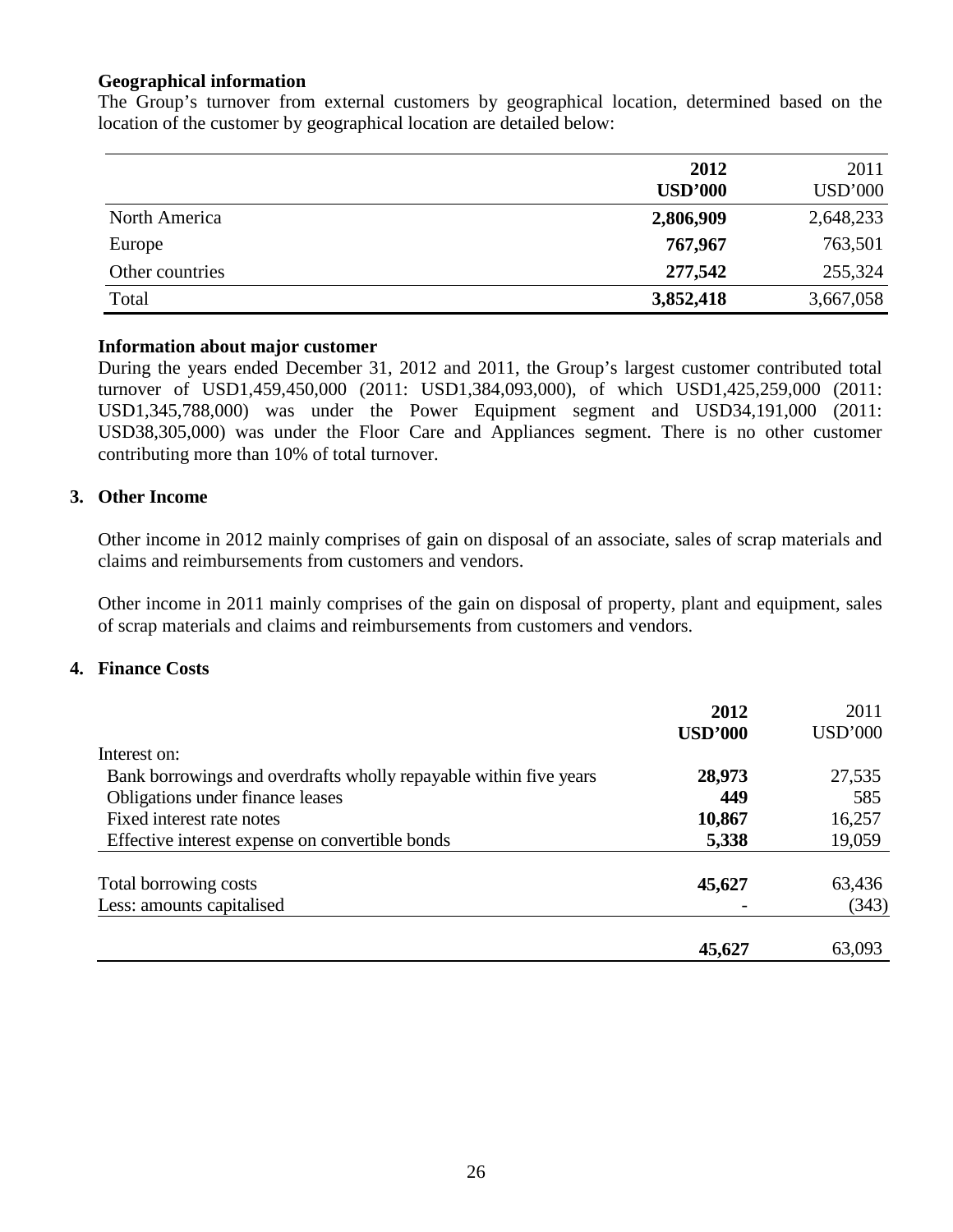### Geographical information

The Group's turnover from external customers by geographical location, determined based on the location of the customer by geographical location are detailed below:

| | **2012** | 2011 |
|---|---|---|
| | **USD'000** | USD'000 |
| North America | **2,806,909** | 2,648,233 |
| Europe | **767,967** | 763,501 |
| Other countries | **277,542** | 255,324 |
| Total | **3,852,418** | 3,667,058 |

### Information about major customer

During the years ended December 31, 2012 and 2011, the Group's largest customer contributed total turnover of USD1,459,450,000 (2011: USD1,384,093,000), of which USD1,425,259,000 (2011: USD1,345,788,000) was under the Power Equipment segment and USD34,191,000 (2011: USD38,305,000) was under the Floor Care and Appliances segment. There is no other customer contributing more than 10% of total turnover.

## 3. Other Income

Other income in 2012 mainly comprises of gain on disposal of an associate, sales of scrap materials and claims and reimbursements from customers and vendors.

Other income in 2011 mainly comprises of the gain on disposal of property, plant and equipment, sales of scrap materials and claims and reimbursements from customers and vendors.

## 4. Finance Costs

| | **2012** | 2011 |
|---|---|---|
| | **USD'000** | USD'000 |
| Interest on: | | |
| Bank borrowings and overdrafts wholly repayable within five years | **28,973** | 27,535 |
| Obligations under finance leases | **449** | 585 |
| Fixed interest rate notes | **10,867** | 16,257 |
| Effective interest expense on convertible bonds | **5,338** | 19,059 |
| Total borrowing costs | **45,627** | 63,436 |
| Less: amounts capitalised | **-** | (343) |
| | **45,627** | 63,093 |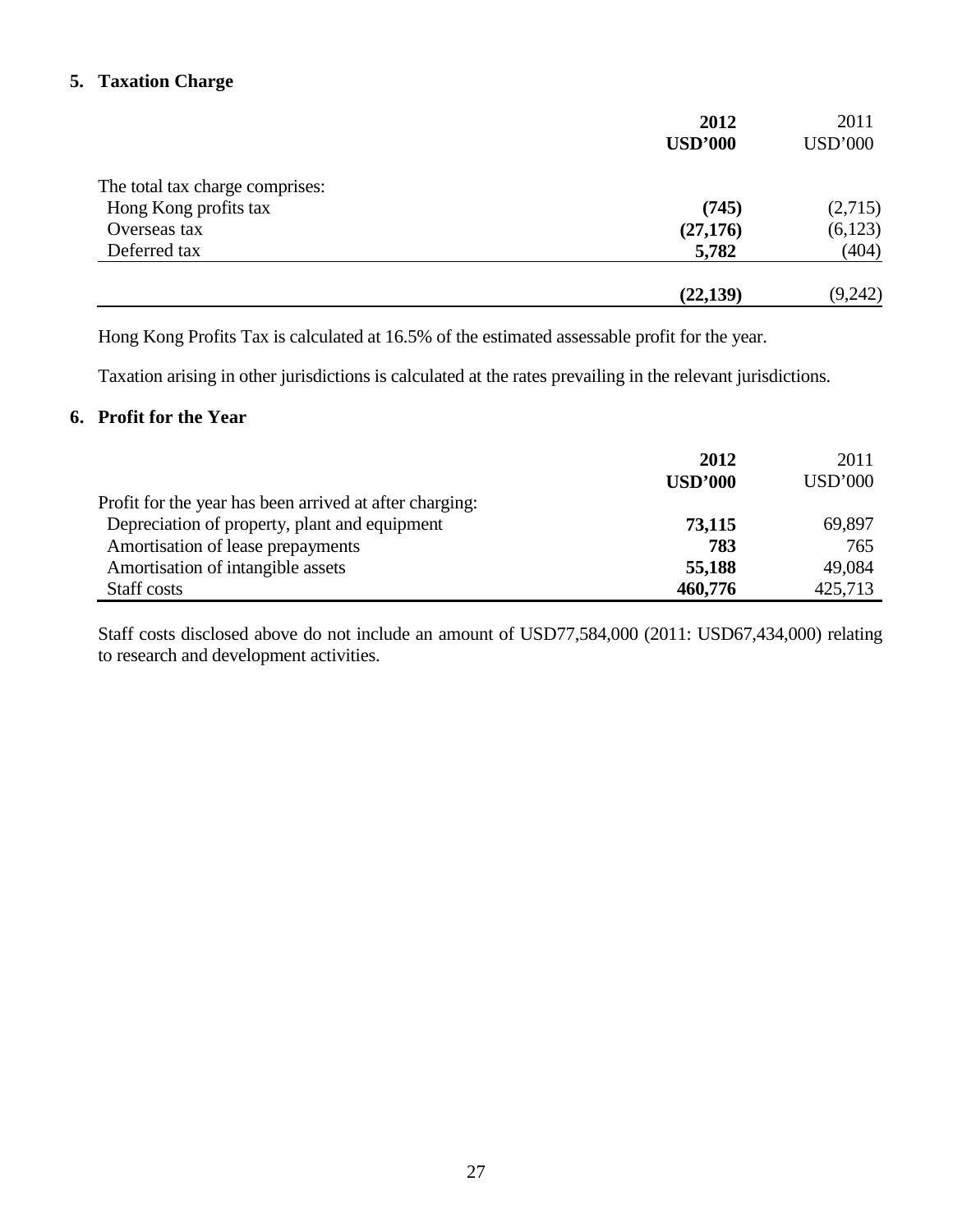## 5. Taxation Charge

| | **2012** **USD'000** | 2011 USD'000 |
|---|---|---|
| The total tax charge comprises: | | |
| Hong Kong profits tax | **(745)** | (2,715) |
| Overseas tax | **(27,176)** | (6,123) |
| Deferred tax | **5,782** | (404) |
| | **(22,139)** | (9,242) |

Hong Kong Profits Tax is calculated at 16.5% of the estimated assessable profit for the year.

Taxation arising in other jurisdictions is calculated at the rates prevailing in the relevant jurisdictions.

## 6. Profit for the Year

| | **2012** **USD'000** | 2011 USD'000 |
|---|---|---|
| Profit for the year has been arrived at after charging: | | |
| Depreciation of property, plant and equipment | **73,115** | 69,897 |
| Amortisation of lease prepayments | **783** | 765 |
| Amortisation of intangible assets | **55,188** | 49,084 |
| Staff costs | **460,776** | 425,713 |

Staff costs disclosed above do not include an amount of USD77,584,000 (2011: USD67,434,000) relating to research and development activities.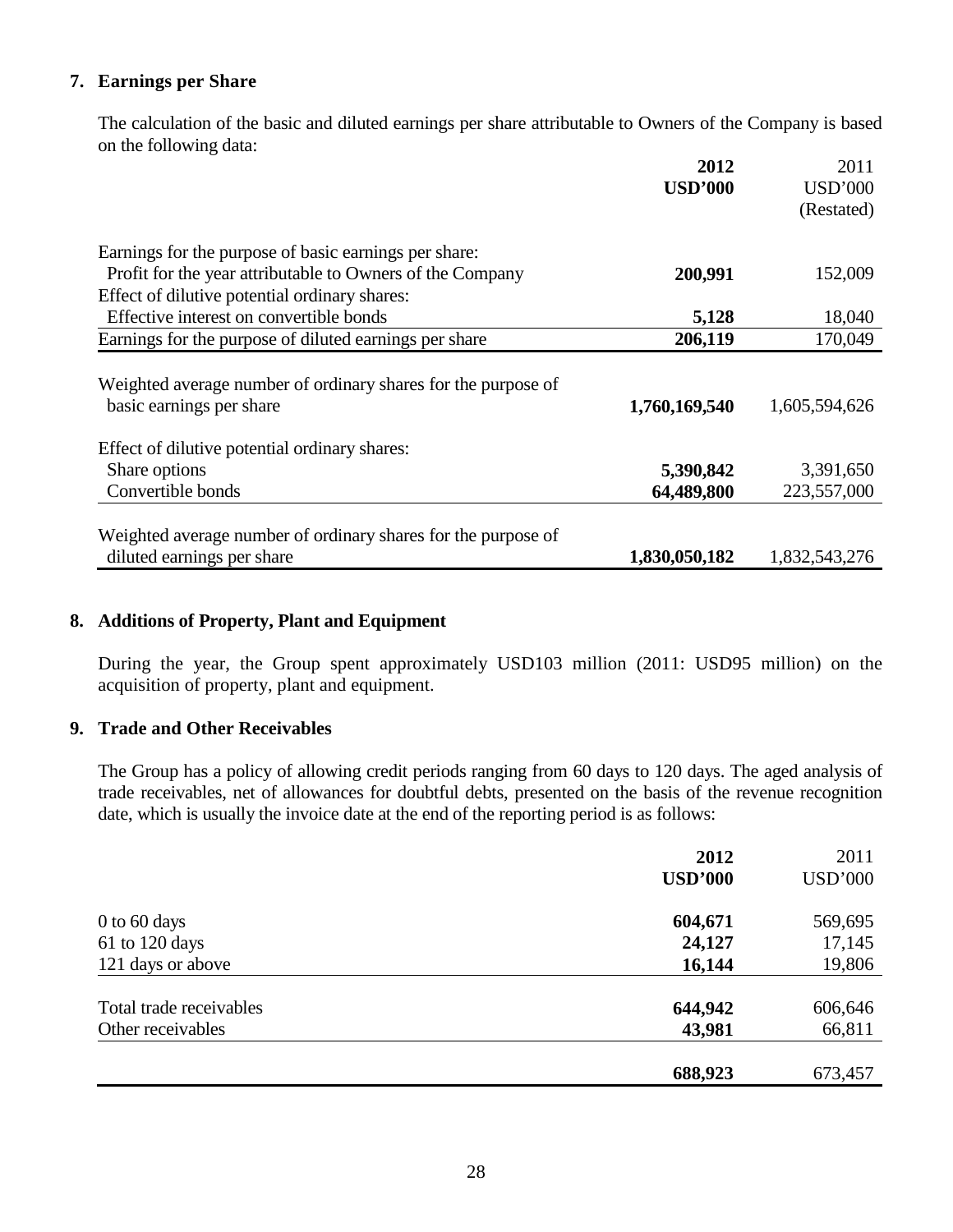## 7. Earnings per Share

The calculation of the basic and diluted earnings per share attributable to Owners of the Company is based on the following data:

| | **2012** | 2011 |
|---|---|---|
| | **USD'000** | USD'000 |
| | | (Restated) |
| Earnings for the purpose of basic earnings per share: | | |
| Profit for the year attributable to Owners of the Company | **200,991** | 152,009 |
| Effect of dilutive potential ordinary shares: | | |
| Effective interest on convertible bonds | **5,128** | 18,040 |
| Earnings for the purpose of diluted earnings per share | **206,119** | 170,049 |
| Weighted average number of ordinary shares for the purpose of basic earnings per share | **1,760,169,540** | 1,605,594,626 |
| Effect of dilutive potential ordinary shares: | | |
| Share options | **5,390,842** | 3,391,650 |
| Convertible bonds | **64,489,800** | 223,557,000 |
| Weighted average number of ordinary shares for the purpose of diluted earnings per share | **1,830,050,182** | 1,832,543,276 |

## 8. Additions of Property, Plant and Equipment

During the year, the Group spent approximately USD103 million (2011: USD95 million) on the acquisition of property, plant and equipment.

## 9. Trade and Other Receivables

The Group has a policy of allowing credit periods ranging from 60 days to 120 days. The aged analysis of trade receivables, net of allowances for doubtful debts, presented on the basis of the revenue recognition date, which is usually the invoice date at the end of the reporting period is as follows:

| | **2012** | 2011 |
|---|---|---|
| | **USD'000** | USD'000 |
| 0 to 60 days | **604,671** | 569,695 |
| 61 to 120 days | **24,127** | 17,145 |
| 121 days or above | **16,144** | 19,806 |
| Total trade receivables | **644,942** | 606,646 |
| Other receivables | **43,981** | 66,811 |
| | **688,923** | 673,457 |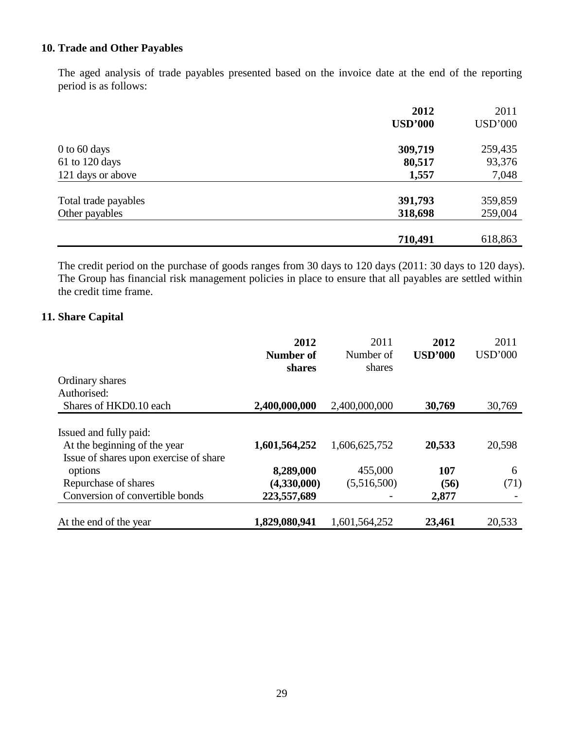## 10. Trade and Other Payables

The aged analysis of trade payables presented based on the invoice date at the end of the reporting period is as follows:

| | 2012 USD'000 | 2011 USD'000 |
|---|---|---|
| 0 to 60 days | **309,719** | 259,435 |
| 61 to 120 days | **80,517** | 93,376 |
| 121 days or above | **1,557** | 7,048 |
| Total trade payables | **391,793** | 359,859 |
| Other payables | **318,698** | 259,004 |
| | **710,491** | 618,863 |

The credit period on the purchase of goods ranges from 30 days to 120 days (2011: 30 days to 120 days). The Group has financial risk management policies in place to ensure that all payables are settled within the credit time frame.

## 11. Share Capital

| | 2012 Number of shares | 2011 Number of shares | 2012 USD'000 | 2011 USD'000 |
|---|---|---|---|---|
| Ordinary shares | | | | |
| Authorised: | | | | |
| Shares of HKD0.10 each | **2,400,000,000** | 2,400,000,000 | **30,769** | 30,769 |
| Issued and fully paid: | | | | |
| At the beginning of the year | **1,601,564,252** | 1,606,625,752 | **20,533** | 20,598 |
| Issue of shares upon exercise of share options | **8,289,000** | 455,000 | **107** | 6 |
| Repurchase of shares | **(4,330,000)** | (5,516,500) | **(56)** | (71) |
| Conversion of convertible bonds | **223,557,689** | - | **2,877** | - |
| At the end of the year | **1,829,080,941** | 1,601,564,252 | **23,461** | 20,533 |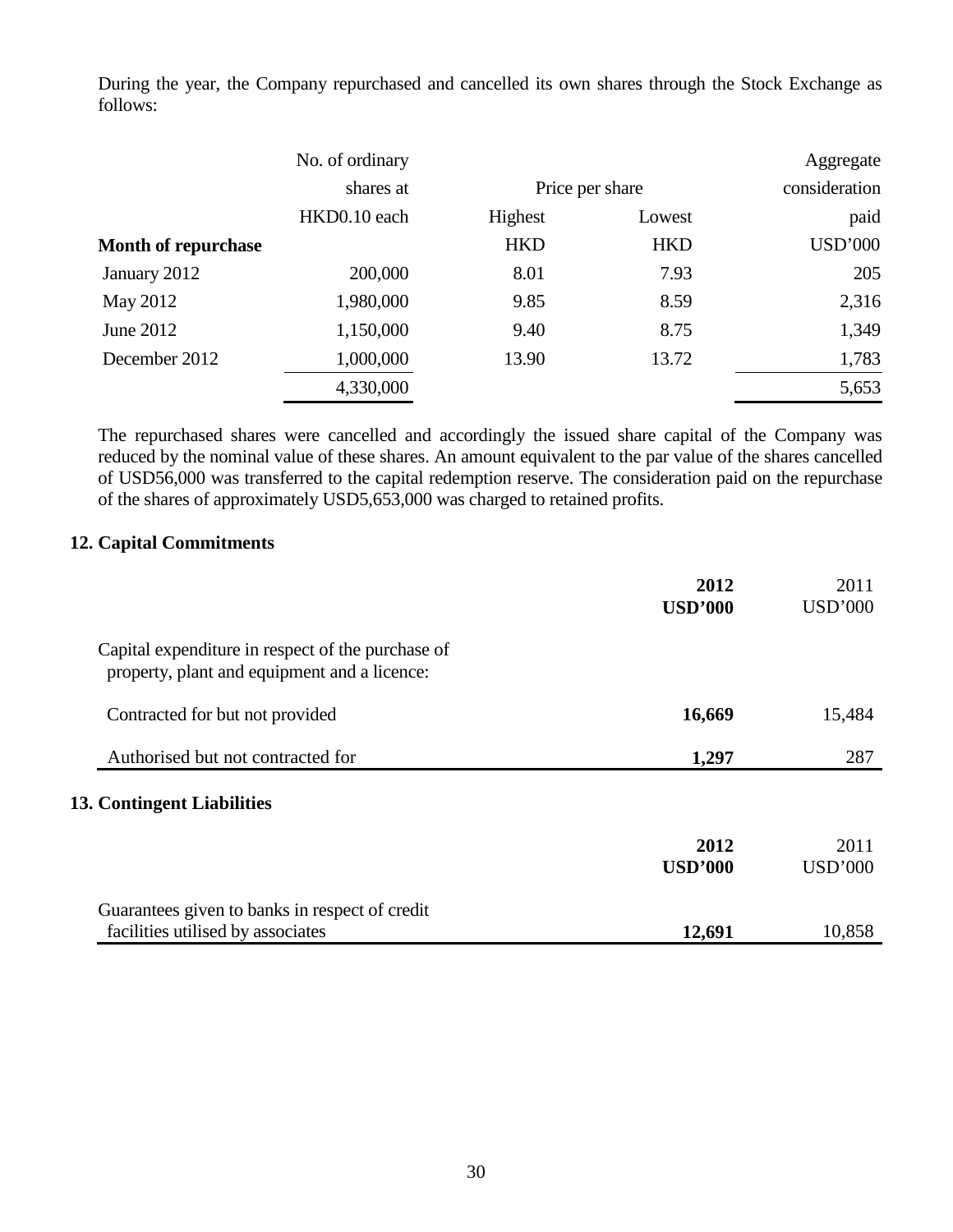During the year, the Company repurchased and cancelled its own shares through the Stock Exchange as follows:

| Month of repurchase | No. of ordinary shares at HKD0.10 each | Price per share Highest HKD | Price per share Lowest HKD | Aggregate consideration paid USD'000 |
|---|---|---|---|---|
| January 2012 | 200,000 | 8.01 | 7.93 | 205 |
| May 2012 | 1,980,000 | 9.85 | 8.59 | 2,316 |
| June 2012 | 1,150,000 | 9.40 | 8.75 | 1,349 |
| December 2012 | 1,000,000 | 13.90 | 13.72 | 1,783 |
| | 4,330,000 | | | 5,653 |

The repurchased shares were cancelled and accordingly the issued share capital of the Company was reduced by the nominal value of these shares. An amount equivalent to the par value of the shares cancelled of USD56,000 was transferred to the capital redemption reserve. The consideration paid on the repurchase of the shares of approximately USD5,653,000 was charged to retained profits.

### 12. Capital Commitments

| | **2012 USD'000** | 2011 USD'000 |
|---|---|---|
| Capital expenditure in respect of the purchase of property, plant and equipment and a licence: | | |
| Contracted for but not provided | **16,669** | 15,484 |
| Authorised but not contracted for | **1,297** | 287 |

### 13. Contingent Liabilities

| | **2012 USD'000** | 2011 USD'000 |
|---|---|---|
| Guarantees given to banks in respect of credit facilities utilised by associates | **12,691** | 10,858 |